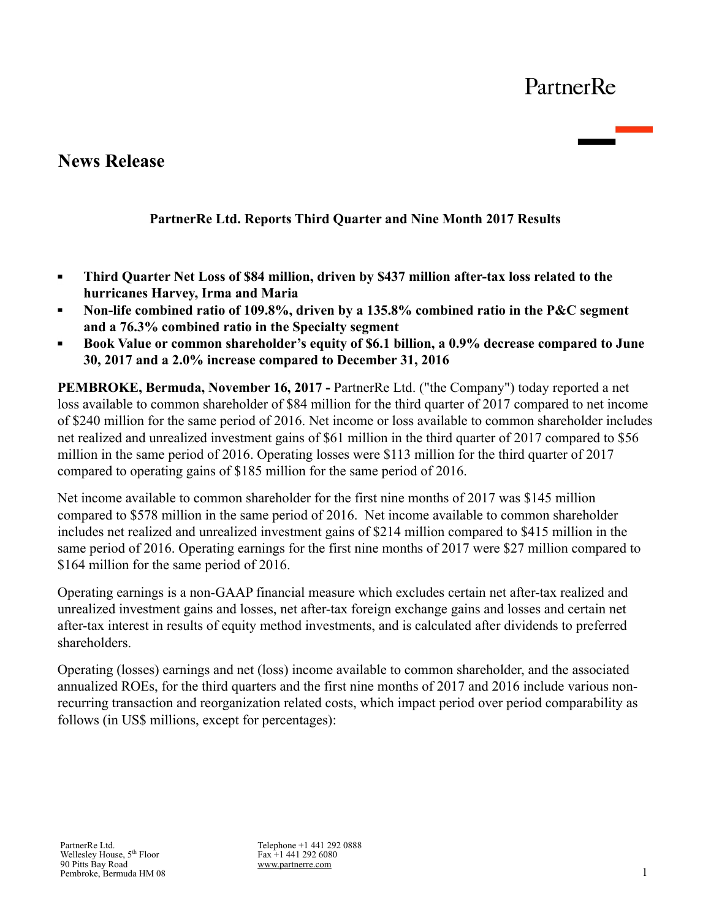PartnerRe

# News Release

**PartnerRe Ltd. Reports Third Quarter and Nine Month 2017 Results**

- **Third Quarter Net Loss of $84 million, driven by $437 million after-tax loss related to the hurricanes Harvey, Irma and Maria**
- **Non-life combined ratio of 109.8%, driven by a 135.8% combined ratio in the P&C segment and a 76.3% combined ratio in the Specialty segment**
- **Book Value or common shareholder's equity of $6.1 billion, a 0.9% decrease compared to June 30, 2017 and a 2.0% increase compared to December 31, 2016**

**PEMBROKE, Bermuda, November 16, 2017 -** PartnerRe Ltd. ("the Company") today reported a net loss available to common shareholder of $84 million for the third quarter of 2017 compared to net income of $240 million for the same period of 2016. Net income or loss available to common shareholder includes net realized and unrealized investment gains of $61 million in the third quarter of 2017 compared to $56 million in the same period of 2016. Operating losses were $113 million for the third quarter of 2017 compared to operating gains of $185 million for the same period of 2016.

Net income available to common shareholder for the first nine months of 2017 was $145 million compared to $578 million in the same period of 2016. Net income available to common shareholder includes net realized and unrealized investment gains of $214 million compared to $415 million in the same period of 2016. Operating earnings for the first nine months of 2017 were $27 million compared to $164 million for the same period of 2016.

Operating earnings is a non-GAAP financial measure which excludes certain net after-tax realized and unrealized investment gains and losses, net after-tax foreign exchange gains and losses and certain net after-tax interest in results of equity method investments, and is calculated after dividends to preferred shareholders.

Operating (losses) earnings and net (loss) income available to common shareholder, and the associated annualized ROEs, for the third quarters and the first nine months of 2017 and 2016 include various non-recurring transaction and reorganization related costs, which impact period over period comparability as follows (in US$ millions, except for percentages):

PartnerRe Ltd.
Wellesley House, 5th Floor
90 Pitts Bay Road
Pembroke, Bermuda HM 08

Telephone +1 441 292 0888
Fax +1 441 292 6080
www.partnerre.com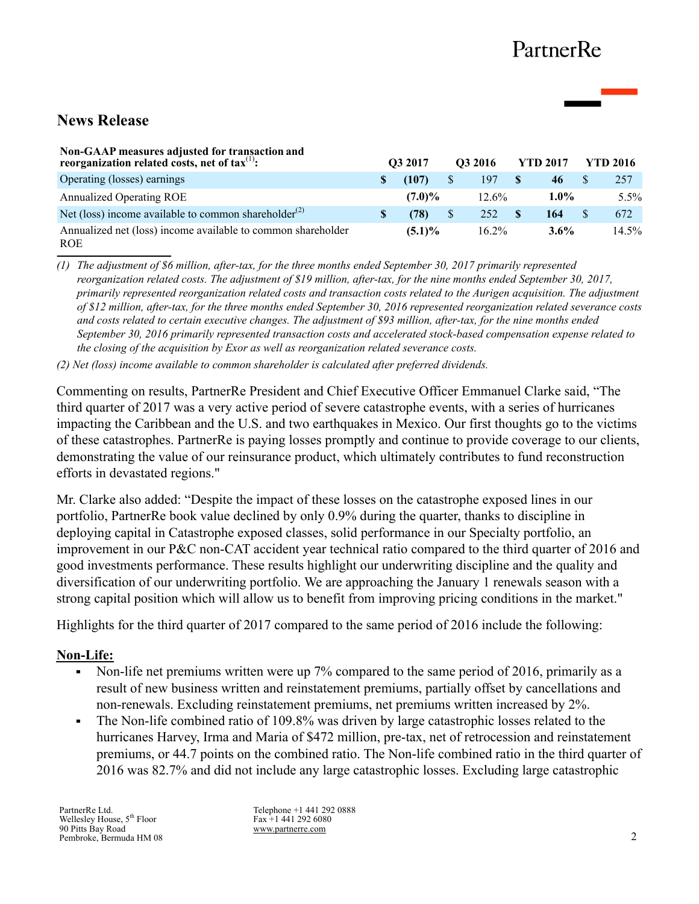# News Release

| Non-GAAP measures adjusted for transaction and reorganization related costs, net of tax[1]: | Q3 2017 | Q3 2016 | YTD 2017 | YTD 2016 |
|---|---|---|---|---|
| Operating (losses) earnings | **$ (107)** | $ 197 | **$ 46** | $ 257 |
| Annualized Operating ROE | **(7.0)%** | 12.6% | **1.0%** | 5.5% |
| Net (loss) income available to common shareholder[2] | **$ (78)** | $ 252 | **$ 164** | $ 672 |
| Annualized net (loss) income available to common shareholder ROE | **(5.1)%** | 16.2% | **3.6%** | 14.5% |

*(1) The adjustment of $6 million, after-tax, for the three months ended September 30, 2017 primarily represented reorganization related costs. The adjustment of $19 million, after-tax, for the nine months ended September 30, 2017, primarily represented reorganization related costs and transaction costs related to the Aurigen acquisition. The adjustment of $12 million, after-tax, for the three months ended September 30, 2016 represented reorganization related severance costs and costs related to certain executive changes. The adjustment of $93 million, after-tax, for the nine months ended September 30, 2016 primarily represented transaction costs and accelerated stock-based compensation expense related to the closing of the acquisition by Exor as well as reorganization related severance costs.*

*(2) Net (loss) income available to common shareholder is calculated after preferred dividends.*

Commenting on results, PartnerRe President and Chief Executive Officer Emmanuel Clarke said, “The third quarter of 2017 was a very active period of severe catastrophe events, with a series of hurricanes impacting the Caribbean and the U.S. and two earthquakes in Mexico. Our first thoughts go to the victims of these catastrophes. PartnerRe is paying losses promptly and continue to provide coverage to our clients, demonstrating the value of our reinsurance product, which ultimately contributes to fund reconstruction efforts in devastated regions."

Mr. Clarke also added: “Despite the impact of these losses on the catastrophe exposed lines in our portfolio, PartnerRe book value declined by only 0.9% during the quarter, thanks to discipline in deploying capital in Catastrophe exposed classes, solid performance in our Specialty portfolio, an improvement in our P&C non-CAT accident year technical ratio compared to the third quarter of 2016 and good investments performance. These results highlight our underwriting discipline and the quality and diversification of our underwriting portfolio. We are approaching the January 1 renewals season with a strong capital position which will allow us to benefit from improving pricing conditions in the market."

Highlights for the third quarter of 2017 compared to the same period of 2016 include the following:

**Non-Life:**

- Non-life net premiums written were up 7% compared to the same period of 2016, primarily as a result of new business written and reinstatement premiums, partially offset by cancellations and non-renewals. Excluding reinstatement premiums, net premiums written increased by 2%.
- The Non-life combined ratio of 109.8% was driven by large catastrophic losses related to the hurricanes Harvey, Irma and Maria of $472 million, pre-tax, net of retrocession and reinstatement premiums, or 44.7 points on the combined ratio. The Non-life combined ratio in the third quarter of 2016 was 82.7% and did not include any large catastrophic losses. Excluding large catastrophic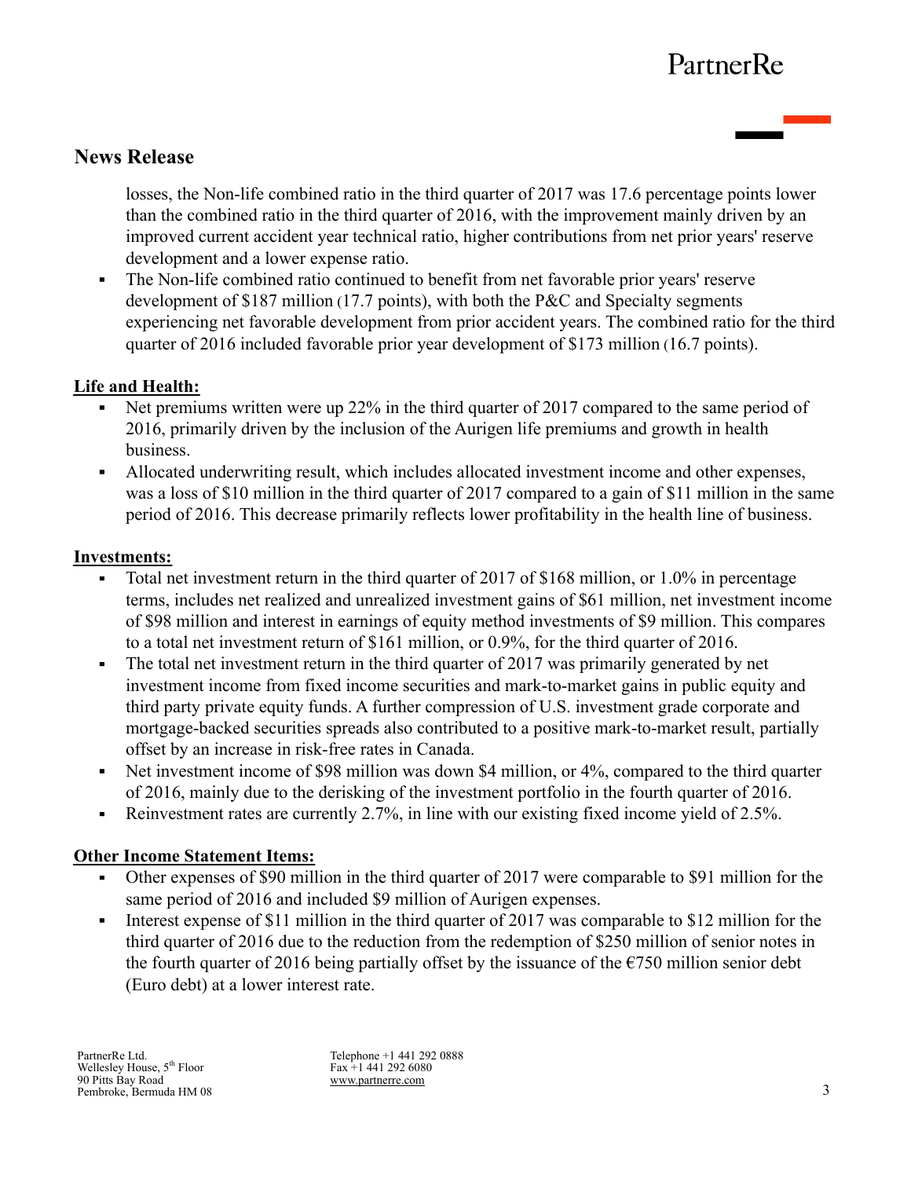losses, the Non-life combined ratio in the third quarter of 2017 was 17.6 percentage points lower than the combined ratio in the third quarter of 2016, with the improvement mainly driven by an improved current accident year technical ratio, higher contributions from net prior years' reserve development and a lower expense ratio.

- The Non-life combined ratio continued to benefit from net favorable prior years' reserve development of $187 million (17.7 points), with both the P&C and Specialty segments experiencing net favorable development from prior accident years. The combined ratio for the third quarter of 2016 included favorable prior year development of $173 million (16.7 points).

**Life and Health:**

- Net premiums written were up 22% in the third quarter of 2017 compared to the same period of 2016, primarily driven by the inclusion of the Aurigen life premiums and growth in health business.
- Allocated underwriting result, which includes allocated investment income and other expenses, was a loss of $10 million in the third quarter of 2017 compared to a gain of $11 million in the same period of 2016. This decrease primarily reflects lower profitability in the health line of business.

**Investments:**

- Total net investment return in the third quarter of 2017 of $168 million, or 1.0% in percentage terms, includes net realized and unrealized investment gains of $61 million, net investment income of $98 million and interest in earnings of equity method investments of $9 million. This compares to a total net investment return of $161 million, or 0.9%, for the third quarter of 2016.
- The total net investment return in the third quarter of 2017 was primarily generated by net investment income from fixed income securities and mark-to-market gains in public equity and third party private equity funds. A further compression of U.S. investment grade corporate and mortgage-backed securities spreads also contributed to a positive mark-to-market result, partially offset by an increase in risk-free rates in Canada.
- Net investment income of $98 million was down $4 million, or 4%, compared to the third quarter of 2016, mainly due to the derisking of the investment portfolio in the fourth quarter of 2016.
- Reinvestment rates are currently 2.7%, in line with our existing fixed income yield of 2.5%.

**Other Income Statement Items:**

- Other expenses of $90 million in the third quarter of 2017 were comparable to $91 million for the same period of 2016 and included $9 million of Aurigen expenses.
- Interest expense of $11 million in the third quarter of 2017 was comparable to $12 million for the third quarter of 2016 due to the reduction from the redemption of $250 million of senior notes in the fourth quarter of 2016 being partially offset by the issuance of the €750 million senior debt (Euro debt) at a lower interest rate.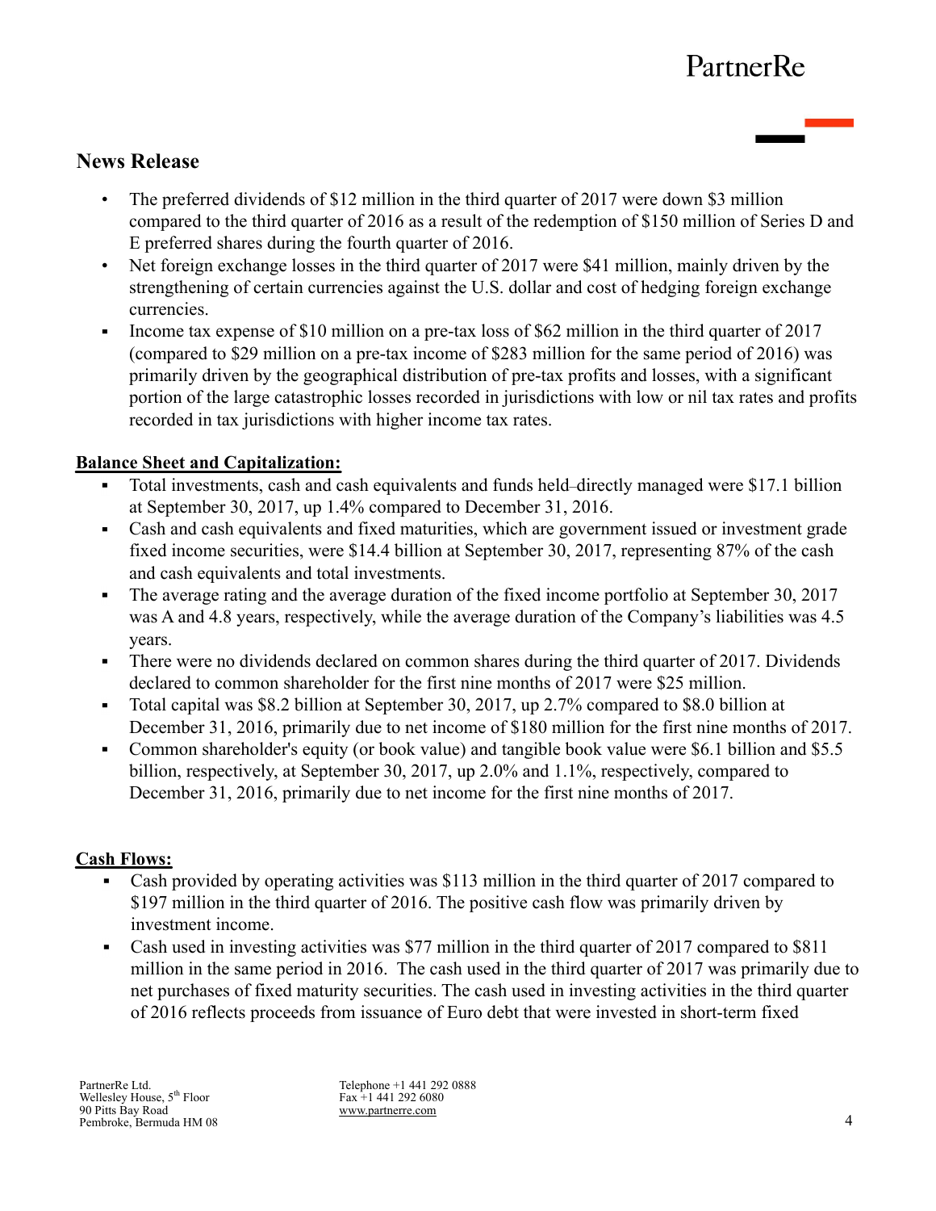## News Release

- The preferred dividends of $12 million in the third quarter of 2017 were down $3 million compared to the third quarter of 2016 as a result of the redemption of $150 million of Series D and E preferred shares during the fourth quarter of 2016.
- Net foreign exchange losses in the third quarter of 2017 were $41 million, mainly driven by the strengthening of certain currencies against the U.S. dollar and cost of hedging foreign exchange currencies.
- Income tax expense of $10 million on a pre-tax loss of $62 million in the third quarter of 2017 (compared to $29 million on a pre-tax income of $283 million for the same period of 2016) was primarily driven by the geographical distribution of pre-tax profits and losses, with a significant portion of the large catastrophic losses recorded in jurisdictions with low or nil tax rates and profits recorded in tax jurisdictions with higher income tax rates.

**Balance Sheet and Capitalization:**

- Total investments, cash and cash equivalents and funds held–directly managed were $17.1 billion at September 30, 2017, up 1.4% compared to December 31, 2016.
- Cash and cash equivalents and fixed maturities, which are government issued or investment grade fixed income securities, were $14.4 billion at September 30, 2017, representing 87% of the cash and cash equivalents and total investments.
- The average rating and the average duration of the fixed income portfolio at September 30, 2017 was A and 4.8 years, respectively, while the average duration of the Company's liabilities was 4.5 years.
- There were no dividends declared on common shares during the third quarter of 2017. Dividends declared to common shareholder for the first nine months of 2017 were $25 million.
- Total capital was $8.2 billion at September 30, 2017, up 2.7% compared to $8.0 billion at December 31, 2016, primarily due to net income of $180 million for the first nine months of 2017.
- Common shareholder's equity (or book value) and tangible book value were $6.1 billion and $5.5 billion, respectively, at September 30, 2017, up 2.0% and 1.1%, respectively, compared to December 31, 2016, primarily due to net income for the first nine months of 2017.

**Cash Flows:**

- Cash provided by operating activities was $113 million in the third quarter of 2017 compared to $197 million in the third quarter of 2016. The positive cash flow was primarily driven by investment income.
- Cash used in investing activities was $77 million in the third quarter of 2017 compared to $811 million in the same period in 2016. The cash used in the third quarter of 2017 was primarily due to net purchases of fixed maturity securities. The cash used in investing activities in the third quarter of 2016 reflects proceeds from issuance of Euro debt that were invested in short-term fixed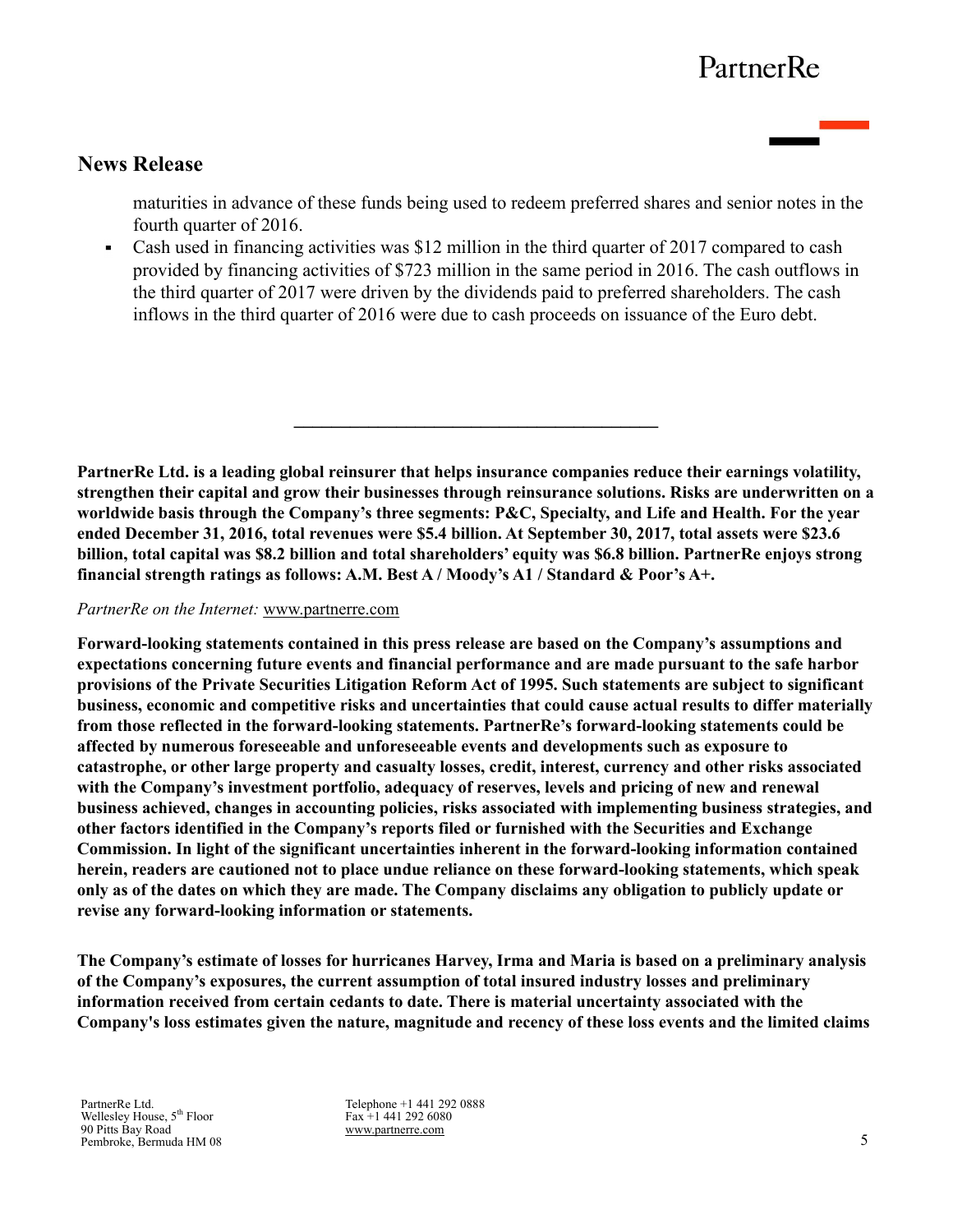maturities in advance of these funds being used to redeem preferred shares and senior notes in the fourth quarter of 2016.

- Cash used in financing activities was $12 million in the third quarter of 2017 compared to cash provided by financing activities of $723 million in the same period in 2016. The cash outflows in the third quarter of 2017 were driven by the dividends paid to preferred shareholders. The cash inflows in the third quarter of 2016 were due to cash proceeds on issuance of the Euro debt.

---

**PartnerRe Ltd. is a leading global reinsurer that helps insurance companies reduce their earnings volatility, strengthen their capital and grow their businesses through reinsurance solutions. Risks are underwritten on a worldwide basis through the Company's three segments: P&C, Specialty, and Life and Health. For the year ended December 31, 2016, total revenues were $5.4 billion. At September 30, 2017, total assets were $23.6 billion, total capital was $8.2 billion and total shareholders' equity was $6.8 billion. PartnerRe enjoys strong financial strength ratings as follows: A.M. Best A / Moody's A1 / Standard & Poor's A+.**

*PartnerRe on the Internet:* www.partnerre.com

**Forward-looking statements contained in this press release are based on the Company's assumptions and expectations concerning future events and financial performance and are made pursuant to the safe harbor provisions of the Private Securities Litigation Reform Act of 1995. Such statements are subject to significant business, economic and competitive risks and uncertainties that could cause actual results to differ materially from those reflected in the forward-looking statements. PartnerRe's forward-looking statements could be affected by numerous foreseeable and unforeseeable events and developments such as exposure to catastrophe, or other large property and casualty losses, credit, interest, currency and other risks associated with the Company's investment portfolio, adequacy of reserves, levels and pricing of new and renewal business achieved, changes in accounting policies, risks associated with implementing business strategies, and other factors identified in the Company's reports filed or furnished with the Securities and Exchange Commission. In light of the significant uncertainties inherent in the forward-looking information contained herein, readers are cautioned not to place undue reliance on these forward-looking statements, which speak only as of the dates on which they are made. The Company disclaims any obligation to publicly update or revise any forward-looking information or statements.**

**The Company's estimate of losses for hurricanes Harvey, Irma and Maria is based on a preliminary analysis of the Company's exposures, the current assumption of total insured industry losses and preliminary information received from certain cedants to date. There is material uncertainty associated with the Company's loss estimates given the nature, magnitude and recency of these loss events and the limited claims**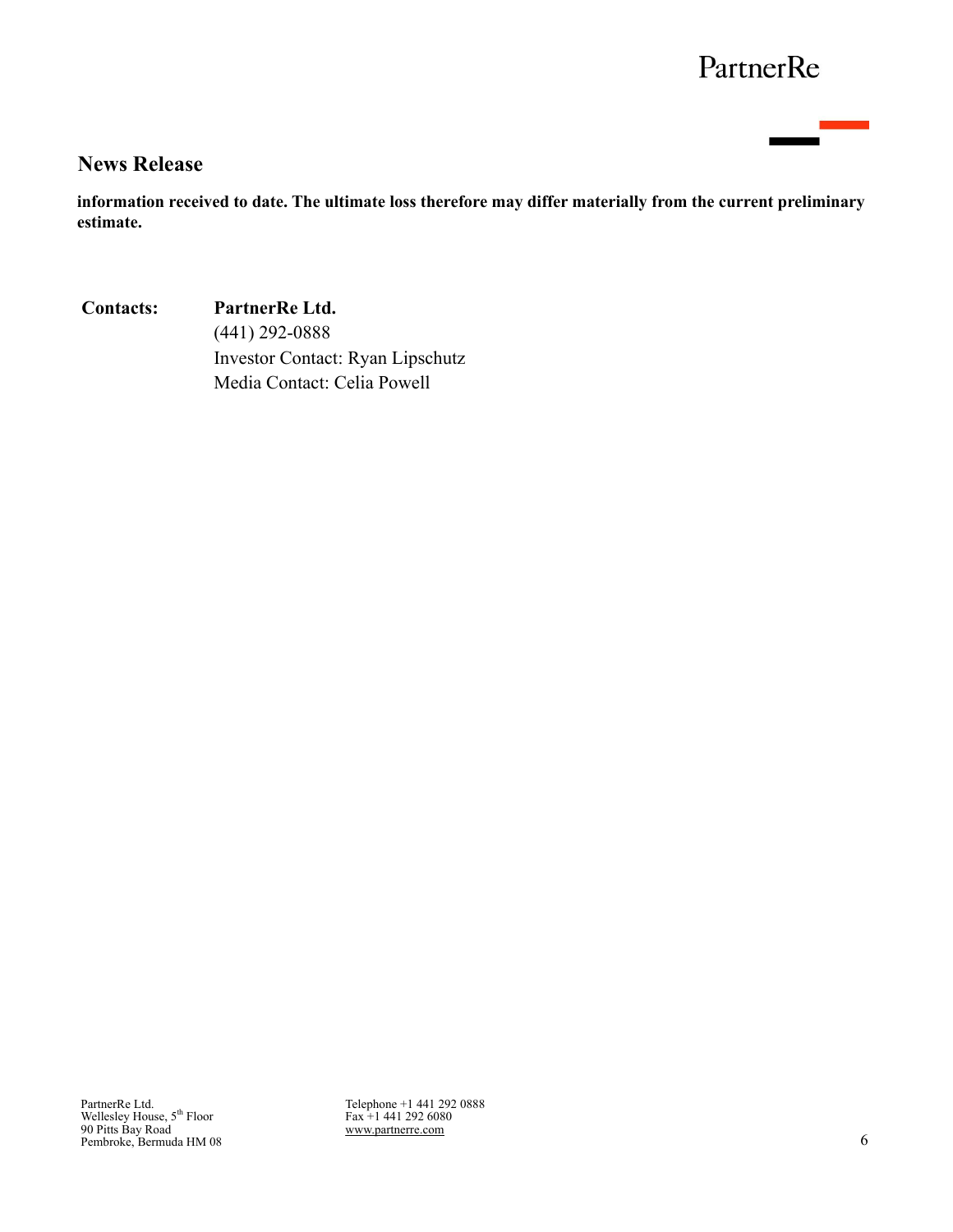**information received to date. The ultimate loss therefore may differ materially from the current preliminary estimate.**

| **Contacts:** | **PartnerRe Ltd.** |
|---|---|
| | (441) 292-0888 |
| | Investor Contact: Ryan Lipschutz |
| | Media Contact: Celia Powell |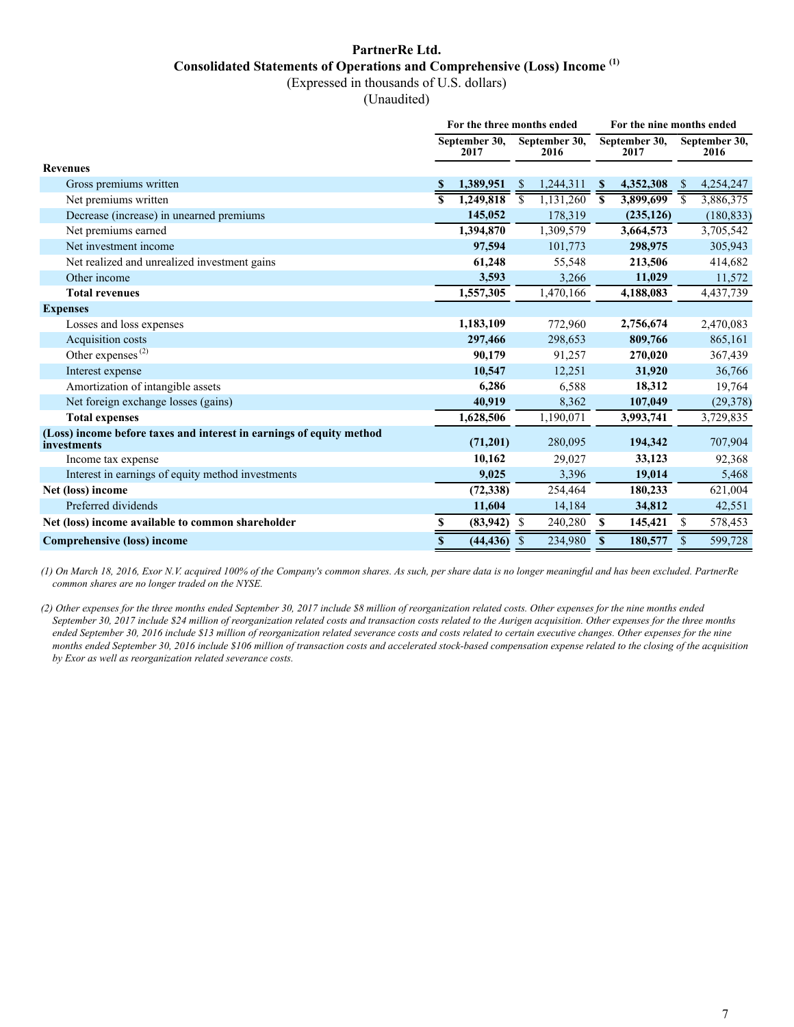# PartnerRe Ltd.

## Consolidated Statements of Operations and Comprehensive (Loss) Income [(1)]

(Expressed in thousands of U.S. dollars)

(Unaudited)

| | For the three months ended | | For the nine months ended | |
|---|---|---|---|---|
| | September 30, 2017 | September 30, 2016 | September 30, 2017 | September 30, 2016 |
| **Revenues** | | | | |
| Gross premiums written | **$ 1,389,951** | $ 1,244,311 | **$ 4,352,308** | $ 4,254,247 |
| Net premiums written | **$ 1,249,818** | $ 1,131,260 | **$ 3,899,699** | $ 3,886,375 |
| Decrease (increase) in unearned premiums | **145,052** | 178,319 | **(235,126)** | (180,833) |
| Net premiums earned | **1,394,870** | 1,309,579 | **3,664,573** | 3,705,542 |
| Net investment income | **97,594** | 101,773 | **298,975** | 305,943 |
| Net realized and unrealized investment gains | **61,248** | 55,548 | **213,506** | 414,682 |
| Other income | **3,593** | 3,266 | **11,029** | 11,572 |
| **Total revenues** | **1,557,305** | 1,470,166 | **4,188,083** | 4,437,739 |
| **Expenses** | | | | |
| Losses and loss expenses | **1,183,109** | 772,960 | **2,756,674** | 2,470,083 |
| Acquisition costs | **297,466** | 298,653 | **809,766** | 865,161 |
| Other expenses [(2)] | **90,179** | 91,257 | **270,020** | 367,439 |
| Interest expense | **10,547** | 12,251 | **31,920** | 36,766 |
| Amortization of intangible assets | **6,286** | 6,588 | **18,312** | 19,764 |
| Net foreign exchange losses (gains) | **40,919** | 8,362 | **107,049** | (29,378) |
| **Total expenses** | **1,628,506** | 1,190,071 | **3,993,741** | 3,729,835 |
| **(Loss) income before taxes and interest in earnings of equity method investments** | **(71,201)** | 280,095 | **194,342** | 707,904 |
| Income tax expense | **10,162** | 29,027 | **33,123** | 92,368 |
| Interest in earnings of equity method investments | **9,025** | 3,396 | **19,014** | 5,468 |
| **Net (loss) income** | **(72,338)** | 254,464 | **180,233** | 621,004 |
| Preferred dividends | **11,604** | 14,184 | **34,812** | 42,551 |
| **Net (loss) income available to common shareholder** | **$ (83,942)** | $ 240,280 | **$ 145,421** | $ 578,453 |
| **Comprehensive (loss) income** | **$ (44,436)** | $ 234,980 | **$ 180,577** | $ 599,728 |

*(1) On March 18, 2016, Exor N.V. acquired 100% of the Company's common shares. As such, per share data is no longer meaningful and has been excluded. PartnerRe common shares are no longer traded on the NYSE.*

*(2) Other expenses for the three months ended September 30, 2017 include $8 million of reorganization related costs. Other expenses for the nine months ended September 30, 2017 include $24 million of reorganization related costs and transaction costs related to the Aurigen acquisition. Other expenses for the three months ended September 30, 2016 include $13 million of reorganization related severance costs and costs related to certain executive changes. Other expenses for the nine months ended September 30, 2016 include $106 million of transaction costs and accelerated stock-based compensation expense related to the closing of the acquisition by Exor as well as reorganization related severance costs.*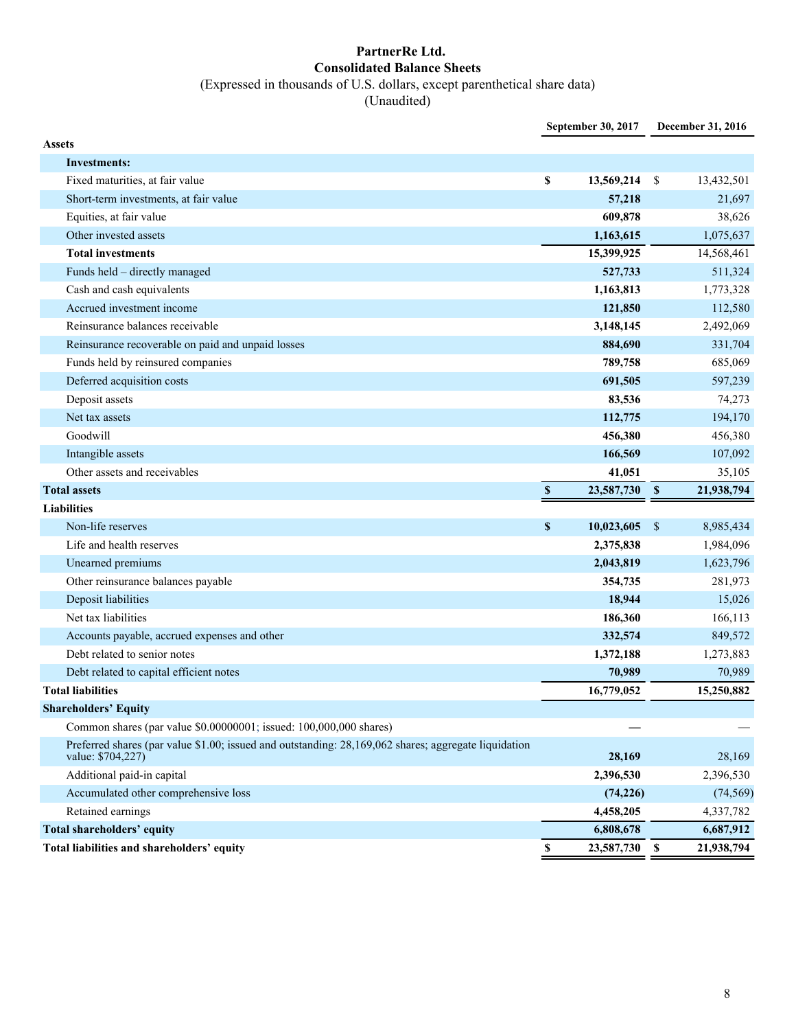# PartnerRe Ltd.
## Consolidated Balance Sheets
(Expressed in thousands of U.S. dollars, except parenthetical share data)
(Unaudited)

| | September 30, 2017 | December 31, 2016 |
|---|---|---|
| **Assets** | | |
| **Investments:** | | |
| Fixed maturities, at fair value | **$ 13,569,214** | $ 13,432,501 |
| Short-term investments, at fair value | **57,218** | 21,697 |
| Equities, at fair value | **609,878** | 38,626 |
| Other invested assets | **1,163,615** | 1,075,637 |
| **Total investments** | **15,399,925** | 14,568,461 |
| Funds held – directly managed | **527,733** | 511,324 |
| Cash and cash equivalents | **1,163,813** | 1,773,328 |
| Accrued investment income | **121,850** | 112,580 |
| Reinsurance balances receivable | **3,148,145** | 2,492,069 |
| Reinsurance recoverable on paid and unpaid losses | **884,690** | 331,704 |
| Funds held by reinsured companies | **789,758** | 685,069 |
| Deferred acquisition costs | **691,505** | 597,239 |
| Deposit assets | **83,536** | 74,273 |
| Net tax assets | **112,775** | 194,170 |
| Goodwill | **456,380** | 456,380 |
| Intangible assets | **166,569** | 107,092 |
| Other assets and receivables | **41,051** | 35,105 |
| **Total assets** | **$ 23,587,730** | **$ 21,938,794** |
| **Liabilities** | | |
| Non-life reserves | **$ 10,023,605** | $ 8,985,434 |
| Life and health reserves | **2,375,838** | 1,984,096 |
| Unearned premiums | **2,043,819** | 1,623,796 |
| Other reinsurance balances payable | **354,735** | 281,973 |
| Deposit liabilities | **18,944** | 15,026 |
| Net tax liabilities | **186,360** | 166,113 |
| Accounts payable, accrued expenses and other | **332,574** | 849,572 |
| Debt related to senior notes | **1,372,188** | 1,273,883 |
| Debt related to capital efficient notes | **70,989** | 70,989 |
| **Total liabilities** | **16,779,052** | **15,250,882** |
| **Shareholders' Equity** | | |
| Common shares (par value $0.00000001; issued: 100,000,000 shares) | **—** | — |
| Preferred shares (par value $1.00; issued and outstanding: 28,169,062 shares; aggregate liquidation value: $704,227) | **28,169** | 28,169 |
| Additional paid-in capital | **2,396,530** | 2,396,530 |
| Accumulated other comprehensive loss | **(74,226)** | (74,569) |
| Retained earnings | **4,458,205** | 4,337,782 |
| **Total shareholders' equity** | **6,808,678** | **6,687,912** |
| **Total liabilities and shareholders' equity** | **$ 23,587,730** | **$ 21,938,794** |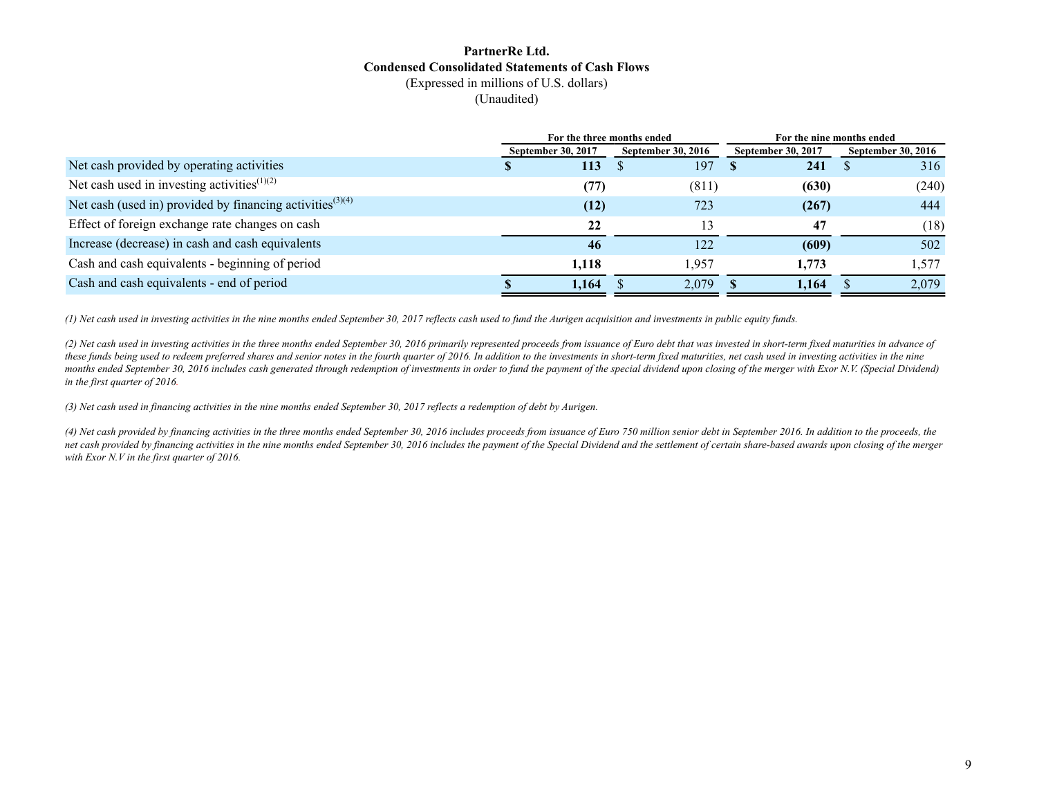**PartnerRe Ltd.**
**Condensed Consolidated Statements of Cash Flows**
(Expressed in millions of U.S. dollars)
(Unaudited)

| | For the three months ended | | For the nine months ended | |
|---|---|---|---|---|
| | September 30, 2017 | September 30, 2016 | September 30, 2017 | September 30, 2016 |
| Net cash provided by operating activities | **$ 113** | $ 197 | **$ 241** | $ 316 |
| Net cash used in investing activities[(1)(2)] | **(77)** | (811) | **(630)** | (240) |
| Net cash (used in) provided by financing activities[(3)(4)] | **(12)** | 723 | **(267)** | 444 |
| Effect of foreign exchange rate changes on cash | **22** | 13 | **47** | (18) |
| Increase (decrease) in cash and cash equivalents | **46** | 122 | **(609)** | 502 |
| Cash and cash equivalents - beginning of period | **1,118** | 1,957 | **1,773** | 1,577 |
| Cash and cash equivalents - end of period | **$ 1,164** | $ 2,079 | **$ 1,164** | $ 2,079 |

*(1) Net cash used in investing activities in the nine months ended September 30, 2017 reflects cash used to fund the Aurigen acquisition and investments in public equity funds.*

*(2) Net cash used in investing activities in the three months ended September 30, 2016 primarily represented proceeds from issuance of Euro debt that was invested in short-term fixed maturities in advance of these funds being used to redeem preferred shares and senior notes in the fourth quarter of 2016. In addition to the investments in short-term fixed maturities, net cash used in investing activities in the nine months ended September 30, 2016 includes cash generated through redemption of investments in order to fund the payment of the special dividend upon closing of the merger with Exor N.V. (Special Dividend) in the first quarter of 2016.*

*(3) Net cash used in financing activities in the nine months ended September 30, 2017 reflects a redemption of debt by Aurigen.*

*(4) Net cash provided by financing activities in the three months ended September 30, 2016 includes proceeds from issuance of Euro 750 million senior debt in September 2016. In addition to the proceeds, the net cash provided by financing activities in the nine months ended September 30, 2016 includes the payment of the Special Dividend and the settlement of certain share-based awards upon closing of the merger with Exor N.V in the first quarter of 2016.*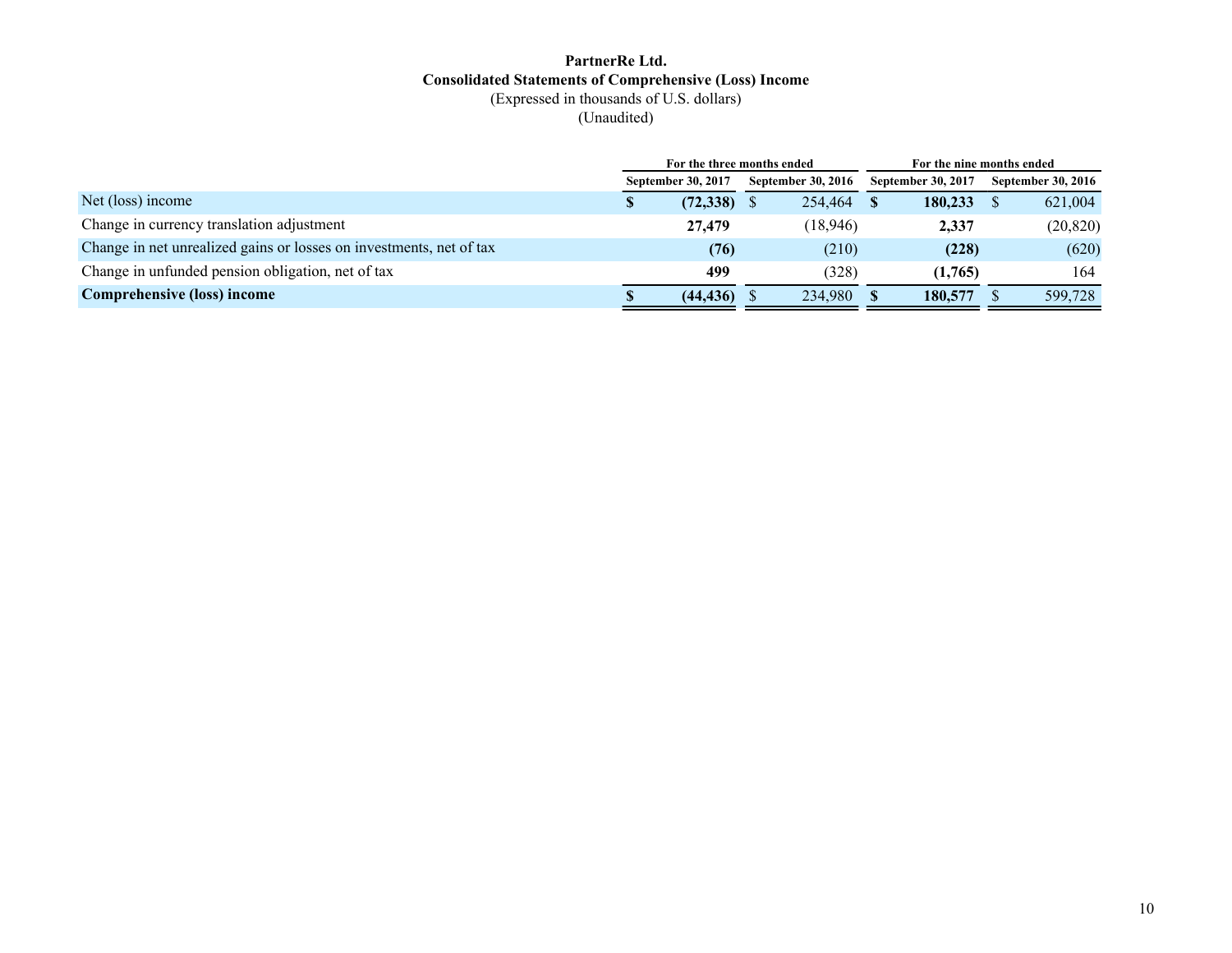**PartnerRe Ltd.**
**Consolidated Statements of Comprehensive (Loss) Income**
(Expressed in thousands of U.S. dollars)
(Unaudited)

| | For the three months ended | | For the nine months ended | |
|---|---|---|---|---|
| | September 30, 2017 | September 30, 2016 | September 30, 2017 | September 30, 2016 |
| Net (loss) income | **$ (72,338)** | $ 254,464 | **$ 180,233** | $ 621,004 |
| Change in currency translation adjustment | **27,479** | (18,946) | **2,337** | (20,820) |
| Change in net unrealized gains or losses on investments, net of tax | **(76)** | (210) | **(228)** | (620) |
| Change in unfunded pension obligation, net of tax | **499** | (328) | **(1,765)** | 164 |
| **Comprehensive (loss) income** | **$ (44,436)** | $ 234,980 | **$ 180,577** | $ 599,728 |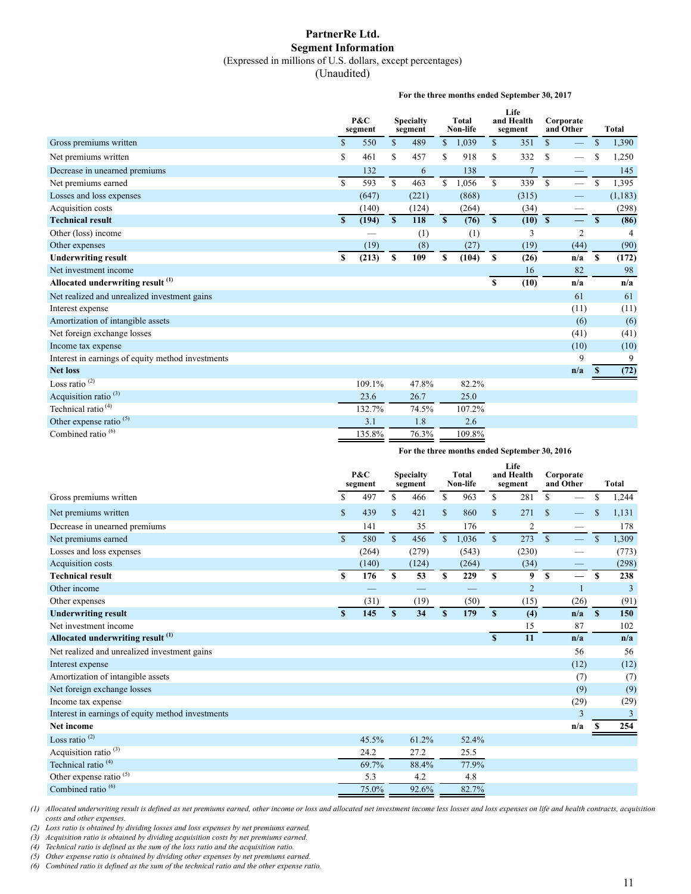# PartnerRe Ltd.
## Segment Information
(Expressed in millions of U.S. dollars, except percentages)
(Unaudited)

**For the three months ended September 30, 2017**

| | P&C segment | Specialty segment | Total Non-life | Life and Health segment | Corporate and Other | Total |
|---|---|---|---|---|---|---|
| Gross premiums written | $ 550 | $ 489 | $ 1,039 | $ 351 | $ — | $ 1,390 |
| Net premiums written | $ 461 | $ 457 | $ 918 | $ 332 | $ — | $ 1,250 |
| Decrease in unearned premiums | 132 | 6 | 138 | 7 | — | 145 |
| Net premiums earned | $ 593 | $ 463 | $ 1,056 | $ 339 | $ — | $ 1,395 |
| Losses and loss expenses | (647) | (221) | (868) | (315) | — | (1,183) |
| Acquisition costs | (140) | (124) | (264) | (34) | — | (298) |
| **Technical result** | **$ (194)** | **$ 118** | **$ (76)** | **$ (10)** | **$ —** | **$ (86)** |
| Other (loss) income | — | (1) | (1) | 3 | 2 | 4 |
| Other expenses | (19) | (8) | (27) | (19) | (44) | (90) |
| **Underwriting result** | **$ (213)** | **$ 109** | **$ (104)** | **$ (26)** | **n/a** | **$ (172)** |
| Net investment income | | | | 16 | 82 | 98 |
| **Allocated underwriting result [(1)]** | | | | **$ (10)** | **n/a** | **n/a** |
| Net realized and unrealized investment gains | | | | | 61 | 61 |
| Interest expense | | | | | (11) | (11) |
| Amortization of intangible assets | | | | | (6) | (6) |
| Net foreign exchange losses | | | | | (41) | (41) |
| Income tax expense | | | | | (10) | (10) |
| Interest in earnings of equity method investments | | | | | 9 | 9 |
| **Net loss** | | | | | **n/a** | **$ (72)** |
| Loss ratio [(2)] | 109.1% | 47.8% | 82.2% | | | |
| Acquisition ratio [(3)] | 23.6 | 26.7 | 25.0 | | | |
| Technical ratio [(4)] | 132.7% | 74.5% | 107.2% | | | |
| Other expense ratio [(5)] | 3.1 | 1.8 | 2.6 | | | |
| Combined ratio [(6)] | 135.8% | 76.3% | 109.8% | | | |

**For the three months ended September 30, 2016**

| | P&C segment | Specialty segment | Total Non-life | Life and Health segment | Corporate and Other | Total |
|---|---|---|---|---|---|---|
| Gross premiums written | $ 497 | $ 466 | $ 963 | $ 281 | $ — | $ 1,244 |
| Net premiums written | $ 439 | $ 421 | $ 860 | $ 271 | $ — | $ 1,131 |
| Decrease in unearned premiums | 141 | 35 | 176 | 2 | — | 178 |
| Net premiums earned | $ 580 | $ 456 | $ 1,036 | $ 273 | $ — | $ 1,309 |
| Losses and loss expenses | (264) | (279) | (543) | (230) | — | (773) |
| Acquisition costs | (140) | (124) | (264) | (34) | — | (298) |
| **Technical result** | **$ 176** | **$ 53** | **$ 229** | **$ 9** | **$ —** | **$ 238** |
| Other income | — | — | — | 2 | 1 | 3 |
| Other expenses | (31) | (19) | (50) | (15) | (26) | (91) |
| **Underwriting result** | **$ 145** | **$ 34** | **$ 179** | **$ (4)** | **n/a** | **$ 150** |
| Net investment income | | | | 15 | 87 | 102 |
| **Allocated underwriting result [(1)]** | | | | **$ 11** | **n/a** | **n/a** |
| Net realized and unrealized investment gains | | | | | 56 | 56 |
| Interest expense | | | | | (12) | (12) |
| Amortization of intangible assets | | | | | (7) | (7) |
| Net foreign exchange losses | | | | | (9) | (9) |
| Income tax expense | | | | | (29) | (29) |
| Interest in earnings of equity method investments | | | | | 3 | 3 |
| **Net income** | | | | | **n/a** | **$ 254** |
| Loss ratio [(2)] | 45.5% | 61.2% | 52.4% | | | |
| Acquisition ratio [(3)] | 24.2 | 27.2 | 25.5 | | | |
| Technical ratio [(4)] | 69.7% | 88.4% | 77.9% | | | |
| Other expense ratio [(5)] | 5.3 | 4.2 | 4.8 | | | |
| Combined ratio [(6)] | 75.0% | 92.6% | 82.7% | | | |

*(1) Allocated underwriting result is defined as net premiums earned, other income or loss and allocated net investment income less losses and loss expenses on life and health contracts, acquisition costs and other expenses.*

*(2) Loss ratio is obtained by dividing losses and loss expenses by net premiums earned.*

*(3) Acquisition ratio is obtained by dividing acquisition costs by net premiums earned.*

*(4) Technical ratio is defined as the sum of the loss ratio and the acquisition ratio.*

*(5) Other expense ratio is obtained by dividing other expenses by net premiums earned.*

*(6) Combined ratio is defined as the sum of the technical ratio and the other expense ratio.*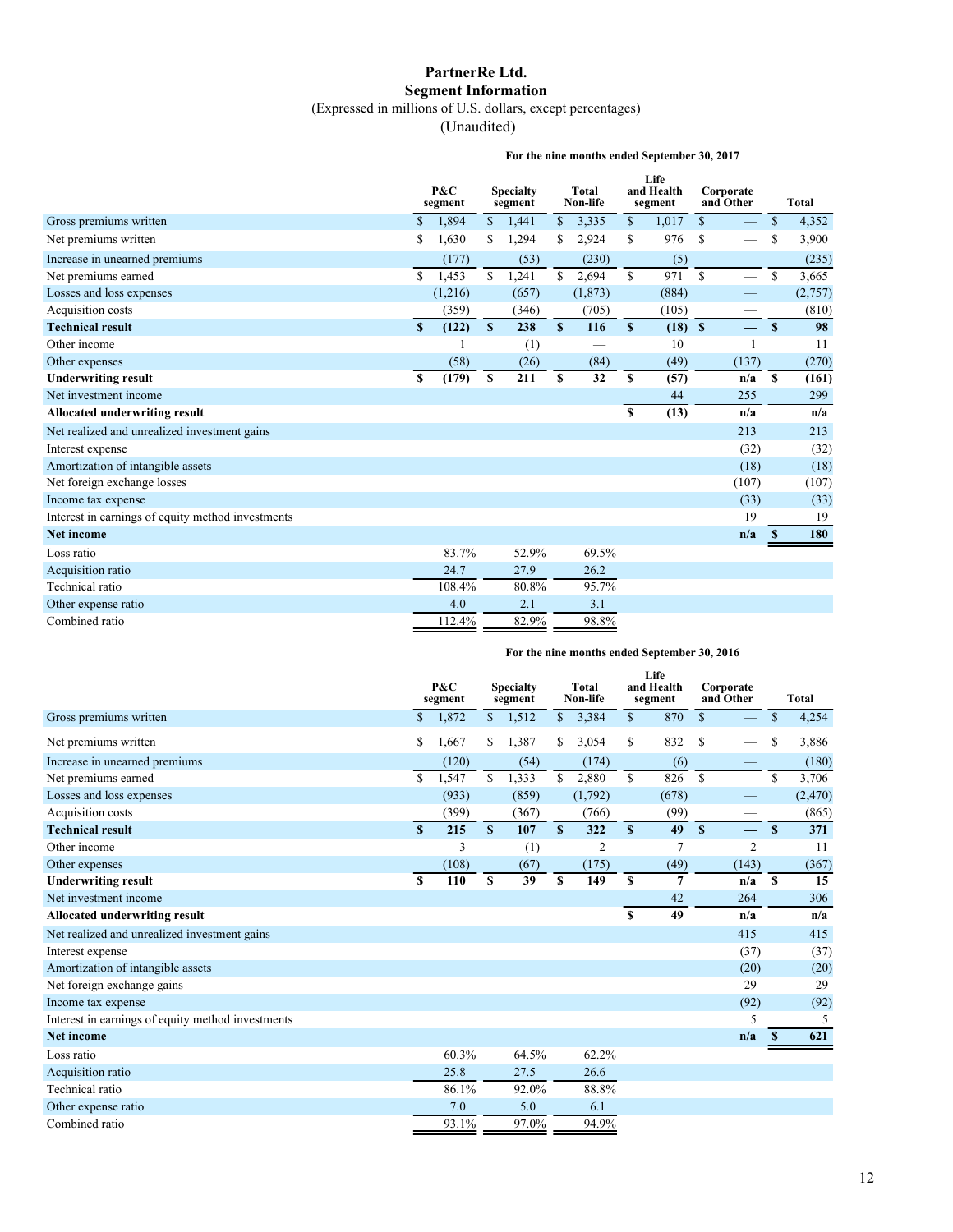# PartnerRe Ltd.
## Segment Information
(Expressed in millions of U.S. dollars, except percentages)
(Unaudited)

**For the nine months ended September 30, 2017**

| | P&C segment | Specialty segment | Total Non-life | Life and Health segment | Corporate and Other | Total |
|---|---|---|---|---|---|---|
| Gross premiums written | $ 1,894 | $ 1,441 | $ 3,335 | $ 1,017 | $ — | $ 4,352 |
| Net premiums written | $ 1,630 | $ 1,294 | $ 2,924 | $ 976 | $ — | $ 3,900 |
| Increase in unearned premiums | (177) | (53) | (230) | (5) | — | (235) |
| Net premiums earned | $ 1,453 | $ 1,241 | $ 2,694 | $ 971 | $ — | $ 3,665 |
| Losses and loss expenses | (1,216) | (657) | (1,873) | (884) | — | (2,757) |
| Acquisition costs | (359) | (346) | (705) | (105) | — | (810) |
| **Technical result** | **$ (122)** | **$ 238** | **$ 116** | **$ (18)** | **$ —** | **$ 98** |
| Other income | 1 | (1) | — | 10 | 1 | 11 |
| Other expenses | (58) | (26) | (84) | (49) | (137) | (270) |
| **Underwriting result** | **$ (179)** | **$ 211** | **$ 32** | **$ (57)** | **n/a** | **$ (161)** |
| Net investment income | | | | 44 | 255 | 299 |
| **Allocated underwriting result** | | | | **$ (13)** | **n/a** | **n/a** |
| Net realized and unrealized investment gains | | | | | 213 | 213 |
| Interest expense | | | | | (32) | (32) |
| Amortization of intangible assets | | | | | (18) | (18) |
| Net foreign exchange losses | | | | | (107) | (107) |
| Income tax expense | | | | | (33) | (33) |
| Interest in earnings of equity method investments | | | | | 19 | 19 |
| **Net income** | | | | | **n/a** | **$ 180** |
| Loss ratio | 83.7% | 52.9% | 69.5% | | | |
| Acquisition ratio | 24.7 | 27.9 | 26.2 | | | |
| Technical ratio | 108.4% | 80.8% | 95.7% | | | |
| Other expense ratio | 4.0 | 2.1 | 3.1 | | | |
| Combined ratio | 112.4% | 82.9% | 98.8% | | | |

**For the nine months ended September 30, 2016**

| | P&C segment | Specialty segment | Total Non-life | Life and Health segment | Corporate and Other | Total |
|---|---|---|---|---|---|---|
| Gross premiums written | $ 1,872 | $ 1,512 | $ 3,384 | $ 870 | $ — | $ 4,254 |
| Net premiums written | $ 1,667 | $ 1,387 | $ 3,054 | $ 832 | $ — | $ 3,886 |
| Increase in unearned premiums | (120) | (54) | (174) | (6) | — | (180) |
| Net premiums earned | $ 1,547 | $ 1,333 | $ 2,880 | $ 826 | $ — | $ 3,706 |
| Losses and loss expenses | (933) | (859) | (1,792) | (678) | — | (2,470) |
| Acquisition costs | (399) | (367) | (766) | (99) | — | (865) |
| **Technical result** | **$ 215** | **$ 107** | **$ 322** | **$ 49** | **$ —** | **$ 371** |
| Other income | 3 | (1) | 2 | 7 | 2 | 11 |
| Other expenses | (108) | (67) | (175) | (49) | (143) | (367) |
| **Underwriting result** | **$ 110** | **$ 39** | **$ 149** | **$ 7** | **n/a** | **$ 15** |
| Net investment income | | | | 42 | 264 | 306 |
| **Allocated underwriting result** | | | | **$ 49** | **n/a** | **n/a** |
| Net realized and unrealized investment gains | | | | | 415 | 415 |
| Interest expense | | | | | (37) | (37) |
| Amortization of intangible assets | | | | | (20) | (20) |
| Net foreign exchange gains | | | | | 29 | 29 |
| Income tax expense | | | | | (92) | (92) |
| Interest in earnings of equity method investments | | | | | 5 | 5 |
| **Net income** | | | | | **n/a** | **$ 621** |
| Loss ratio | 60.3% | 64.5% | 62.2% | | | |
| Acquisition ratio | 25.8 | 27.5 | 26.6 | | | |
| Technical ratio | 86.1% | 92.0% | 88.8% | | | |
| Other expense ratio | 7.0 | 5.0 | 6.1 | | | |
| Combined ratio | 93.1% | 97.0% | 94.9% | | | |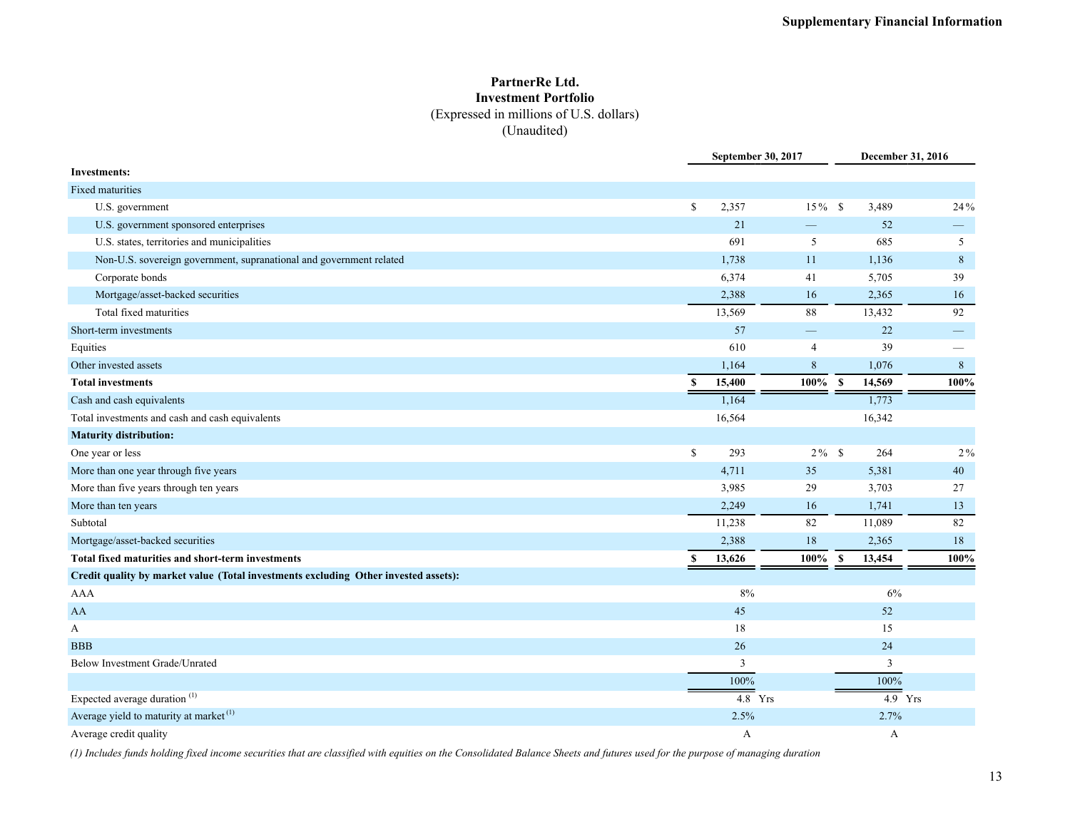# PartnerRe Ltd.
## Investment Portfolio
(Expressed in millions of U.S. dollars)
(Unaudited)

| | September 30, 2017 | | December 31, 2016 | |
|---|---|---|---|---|
| **Investments:** | | | | |
| Fixed maturities | | | | |
| U.S. government | $ 2,357 | 15% | $ 3,489 | 24% |
| U.S. government sponsored enterprises | 21 | — | 52 | — |
| U.S. states, territories and municipalities | 691 | 5 | 685 | 5 |
| Non-U.S. sovereign government, supranational and government related | 1,738 | 11 | 1,136 | 8 |
| Corporate bonds | 6,374 | 41 | 5,705 | 39 |
| Mortgage/asset-backed securities | 2,388 | 16 | 2,365 | 16 |
| Total fixed maturities | 13,569 | 88 | 13,432 | 92 |
| Short-term investments | 57 | — | 22 | — |
| Equities | 610 | 4 | 39 | — |
| Other invested assets | 1,164 | 8 | 1,076 | 8 |
| **Total investments** | **$ 15,400** | **100%** | **$ 14,569** | **100%** |
| Cash and cash equivalents | 1,164 | | 1,773 | |
| Total investments and cash and cash equivalents | 16,564 | | 16,342 | |
| **Maturity distribution:** | | | | |
| One year or less | $ 293 | 2% | $ 264 | 2% |
| More than one year through five years | 4,711 | 35 | 5,381 | 40 |
| More than five years through ten years | 3,985 | 29 | 3,703 | 27 |
| More than ten years | 2,249 | 16 | 1,741 | 13 |
| Subtotal | 11,238 | 82 | 11,089 | 82 |
| Mortgage/asset-backed securities | 2,388 | 18 | 2,365 | 18 |
| **Total fixed maturities and short-term investments** | **$ 13,626** | **100%** | **$ 13,454** | **100%** |
| **Credit quality by market value (Total investments excluding Other invested assets):** | | | | |
| AAA | 8% | | 6% | |
| AA | 45 | | 52 | |
| A | 18 | | 15 | |
| BBB | 26 | | 24 | |
| Below Investment Grade/Unrated | 3 | | 3 | |
| | 100% | | 100% | |
| Expected average duration (1) | 4.8 Yrs | | 4.9 Yrs | |
| Average yield to maturity at market (1) | 2.5% | | 2.7% | |
| Average credit quality | A | | A | |

*(1) Includes funds holding fixed income securities that are classified with equities on the Consolidated Balance Sheets and futures used for the purpose of managing duration*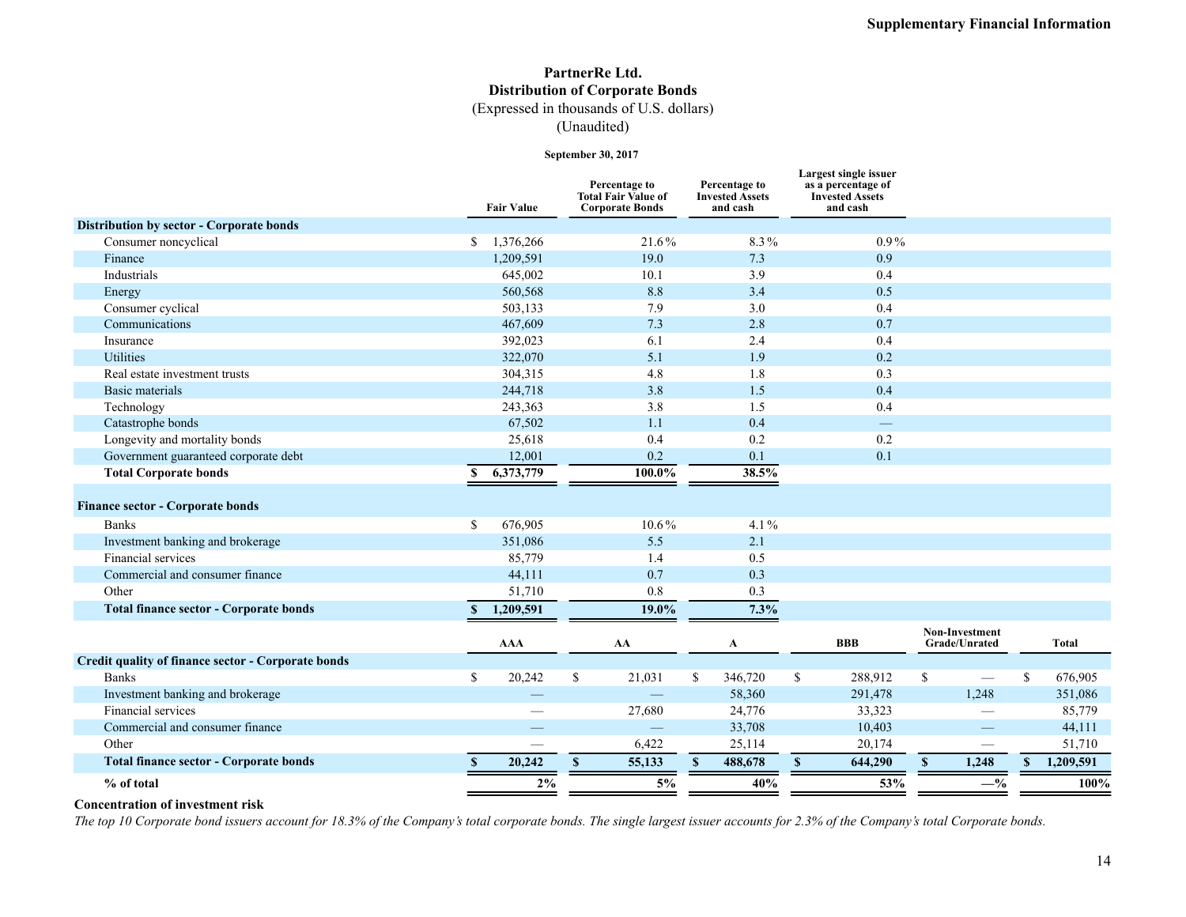# PartnerRe Ltd.
## Distribution of Corporate Bonds
(Expressed in thousands of U.S. dollars)
(Unaudited)

**September 30, 2017**

| | Fair Value | Percentage to Total Fair Value of Corporate Bonds | Percentage to Invested Assets and cash | Largest single issuer as a percentage of Invested Assets and cash |
|---|---|---|---|---|
| **Distribution by sector - Corporate bonds** | | | | |
| Consumer noncyclical | $ 1,376,266 | 21.6% | 8.3% | 0.9% |
| Finance | 1,209,591 | 19.0 | 7.3 | 0.9 |
| Industrials | 645,002 | 10.1 | 3.9 | 0.4 |
| Energy | 560,568 | 8.8 | 3.4 | 0.5 |
| Consumer cyclical | 503,133 | 7.9 | 3.0 | 0.4 |
| Communications | 467,609 | 7.3 | 2.8 | 0.7 |
| Insurance | 392,023 | 6.1 | 2.4 | 0.4 |
| Utilities | 322,070 | 5.1 | 1.9 | 0.2 |
| Real estate investment trusts | 304,315 | 4.8 | 1.8 | 0.3 |
| Basic materials | 244,718 | 3.8 | 1.5 | 0.4 |
| Technology | 243,363 | 3.8 | 1.5 | 0.4 |
| Catastrophe bonds | 67,502 | 1.1 | 0.4 | — |
| Longevity and mortality bonds | 25,618 | 0.4 | 0.2 | 0.2 |
| Government guaranteed corporate debt | 12,001 | 0.2 | 0.1 | 0.1 |
| **Total Corporate bonds** | **$ 6,373,779** | **100.0%** | **38.5%** | |
| **Finance sector - Corporate bonds** | | | | |
| Banks | $ 676,905 | 10.6% | 4.1% | |
| Investment banking and brokerage | 351,086 | 5.5 | 2.1 | |
| Financial services | 85,779 | 1.4 | 0.5 | |
| Commercial and consumer finance | 44,111 | 0.7 | 0.3 | |
| Other | 51,710 | 0.8 | 0.3 | |
| **Total finance sector - Corporate bonds** | **$ 1,209,591** | **19.0%** | **7.3%** | |

| | AAA | AA | A | BBB | Non-Investment Grade/Unrated | Total |
|---|---|---|---|---|---|---|
| **Credit quality of finance sector - Corporate bonds** | | | | | | |
| Banks | $ 20,242 | $ 21,031 | $ 346,720 | $ 288,912 | $ — | $ 676,905 |
| Investment banking and brokerage | — | — | 58,360 | 291,478 | 1,248 | 351,086 |
| Financial services | — | 27,680 | 24,776 | 33,323 | — | 85,779 |
| Commercial and consumer finance | — | — | 33,708 | 10,403 | — | 44,111 |
| Other | — | 6,422 | 25,114 | 20,174 | — | 51,710 |
| **Total finance sector - Corporate bonds** | **$ 20,242** | **$ 55,133** | **$ 488,678** | **$ 644,290** | **$ 1,248** | **$ 1,209,591** |
| **% of total** | **2%** | **5%** | **40%** | **53%** | **—%** | **100%** |

**Concentration of investment risk**

*The top 10 Corporate bond issuers account for 18.3% of the Company's total corporate bonds. The single largest issuer accounts for 2.3% of the Company's total Corporate bonds.*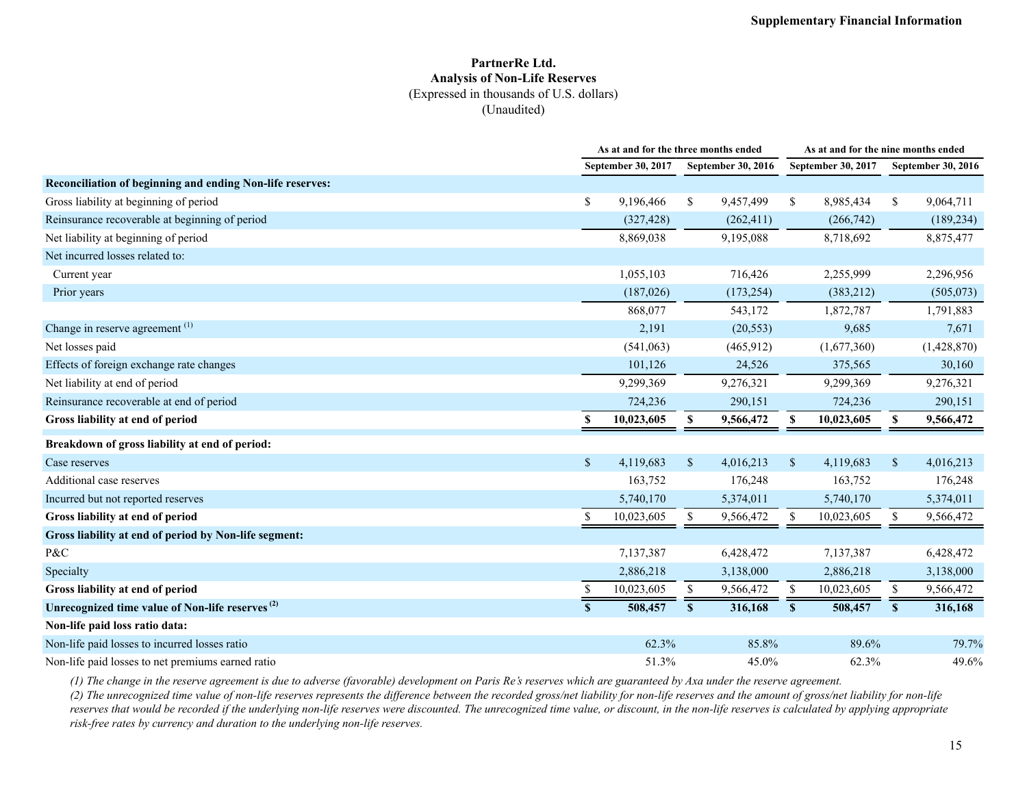**PartnerRe Ltd.**
**Analysis of Non-Life Reserves**
(Expressed in thousands of U.S. dollars)
(Unaudited)

| | As at and for the three months ended | | As at and for the nine months ended | |
|---|---|---|---|---|
| | September 30, 2017 | September 30, 2016 | September 30, 2017 | September 30, 2016 |
| **Reconciliation of beginning and ending Non-life reserves:** | | | | |
| Gross liability at beginning of period | $ 9,196,466 | $ 9,457,499 | $ 8,985,434 | $ 9,064,711 |
| Reinsurance recoverable at beginning of period | (327,428) | (262,411) | (266,742) | (189,234) |
| Net liability at beginning of period | 8,869,038 | 9,195,088 | 8,718,692 | 8,875,477 |
| Net incurred losses related to: | | | | |
| Current year | 1,055,103 | 716,426 | 2,255,999 | 2,296,956 |
| Prior years | (187,026) | (173,254) | (383,212) | (505,073) |
| | 868,077 | 543,172 | 1,872,787 | 1,791,883 |
| Change in reserve agreement [(1)] | 2,191 | (20,553) | 9,685 | 7,671 |
| Net losses paid | (541,063) | (465,912) | (1,677,360) | (1,428,870) |
| Effects of foreign exchange rate changes | 101,126 | 24,526 | 375,565 | 30,160 |
| Net liability at end of period | 9,299,369 | 9,276,321 | 9,299,369 | 9,276,321 |
| Reinsurance recoverable at end of period | 724,236 | 290,151 | 724,236 | 290,151 |
| **Gross liability at end of period** | **$ 10,023,605** | **$ 9,566,472** | **$ 10,023,605** | **$ 9,566,472** |
| **Breakdown of gross liability at end of period:** | | | | |
| Case reserves | $ 4,119,683 | $ 4,016,213 | $ 4,119,683 | $ 4,016,213 |
| Additional case reserves | 163,752 | 176,248 | 163,752 | 176,248 |
| Incurred but not reported reserves | 5,740,170 | 5,374,011 | 5,740,170 | 5,374,011 |
| **Gross liability at end of period** | $ 10,023,605 | $ 9,566,472 | $ 10,023,605 | $ 9,566,472 |
| **Gross liability at end of period by Non-life segment:** | | | | |
| P&C | 7,137,387 | 6,428,472 | 7,137,387 | 6,428,472 |
| Specialty | 2,886,218 | 3,138,000 | 2,886,218 | 3,138,000 |
| **Gross liability at end of period** | $ 10,023,605 | $ 9,566,472 | $ 10,023,605 | $ 9,566,472 |
| **Unrecognized time value of Non-life reserves [(2)]** | **$ 508,457** | **$ 316,168** | **$ 508,457** | **$ 316,168** |
| **Non-life paid loss ratio data:** | | | | |
| Non-life paid losses to incurred losses ratio | 62.3% | 85.8% | 89.6% | 79.7% |
| Non-life paid losses to net premiums earned ratio | 51.3% | 45.0% | 62.3% | 49.6% |

*(1) The change in the reserve agreement is due to adverse (favorable) development on Paris Re's reserves which are guaranteed by Axa under the reserve agreement.*

*(2) The unrecognized time value of non-life reserves represents the difference between the recorded gross/net liability for non-life reserves and the amount of gross/net liability for non-life reserves that would be recorded if the underlying non-life reserves were discounted. The unrecognized time value, or discount, in the non-life reserves is calculated by applying appropriate risk-free rates by currency and duration to the underlying non-life reserves.*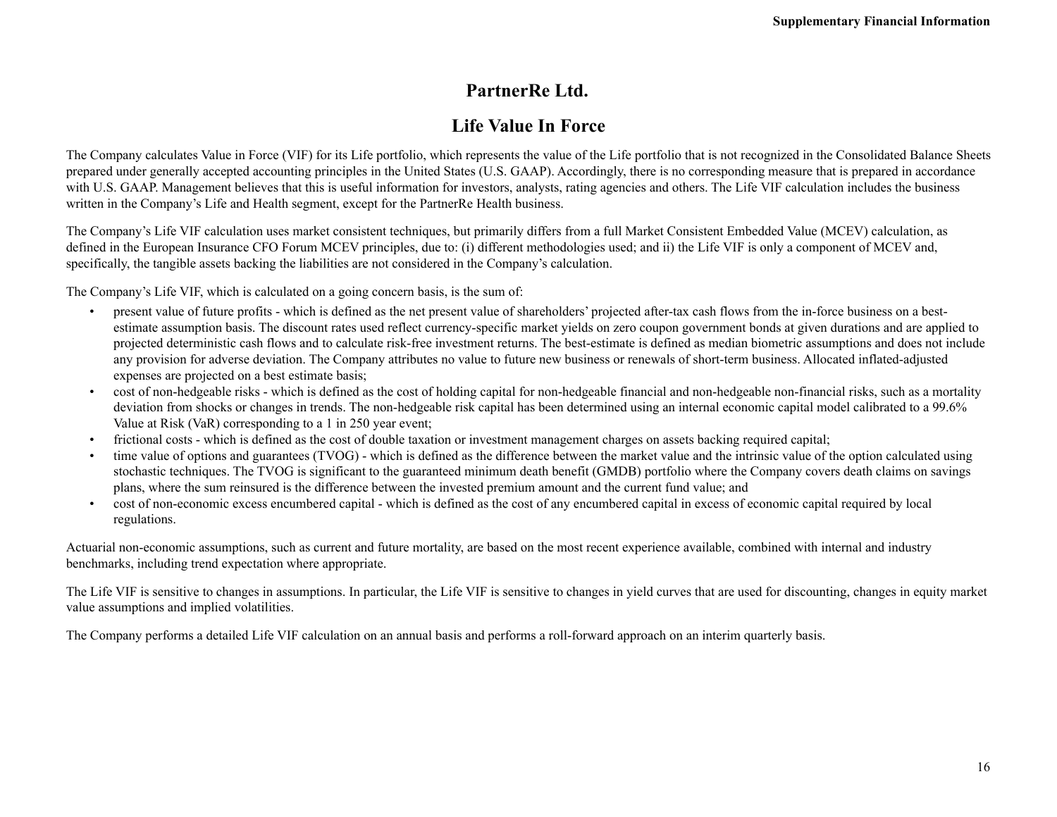# PartnerRe Ltd.

## Life Value In Force

The Company calculates Value in Force (VIF) for its Life portfolio, which represents the value of the Life portfolio that is not recognized in the Consolidated Balance Sheets prepared under generally accepted accounting principles in the United States (U.S. GAAP). Accordingly, there is no corresponding measure that is prepared in accordance with U.S. GAAP. Management believes that this is useful information for investors, analysts, rating agencies and others. The Life VIF calculation includes the business written in the Company's Life and Health segment, except for the PartnerRe Health business.

The Company's Life VIF calculation uses market consistent techniques, but primarily differs from a full Market Consistent Embedded Value (MCEV) calculation, as defined in the European Insurance CFO Forum MCEV principles, due to: (i) different methodologies used; and ii) the Life VIF is only a component of MCEV and, specifically, the tangible assets backing the liabilities are not considered in the Company's calculation.

The Company's Life VIF, which is calculated on a going concern basis, is the sum of:

- present value of future profits - which is defined as the net present value of shareholders' projected after-tax cash flows from the in-force business on a best-estimate assumption basis. The discount rates used reflect currency-specific market yields on zero coupon government bonds at given durations and are applied to projected deterministic cash flows and to calculate risk-free investment returns. The best-estimate is defined as median biometric assumptions and does not include any provision for adverse deviation. The Company attributes no value to future new business or renewals of short-term business. Allocated inflated-adjusted expenses are projected on a best estimate basis;
- cost of non-hedgeable risks - which is defined as the cost of holding capital for non-hedgeable financial and non-hedgeable non-financial risks, such as a mortality deviation from shocks or changes in trends. The non-hedgeable risk capital has been determined using an internal economic capital model calibrated to a 99.6% Value at Risk (VaR) corresponding to a 1 in 250 year event;
- frictional costs - which is defined as the cost of double taxation or investment management charges on assets backing required capital;
- time value of options and guarantees (TVOG) - which is defined as the difference between the market value and the intrinsic value of the option calculated using stochastic techniques. The TVOG is significant to the guaranteed minimum death benefit (GMDB) portfolio where the Company covers death claims on savings plans, where the sum reinsured is the difference between the invested premium amount and the current fund value; and
- cost of non-economic excess encumbered capital - which is defined as the cost of any encumbered capital in excess of economic capital required by local regulations.

Actuarial non-economic assumptions, such as current and future mortality, are based on the most recent experience available, combined with internal and industry benchmarks, including trend expectation where appropriate.

The Life VIF is sensitive to changes in assumptions. In particular, the Life VIF is sensitive to changes in yield curves that are used for discounting, changes in equity market value assumptions and implied volatilities.

The Company performs a detailed Life VIF calculation on an annual basis and performs a roll-forward approach on an interim quarterly basis.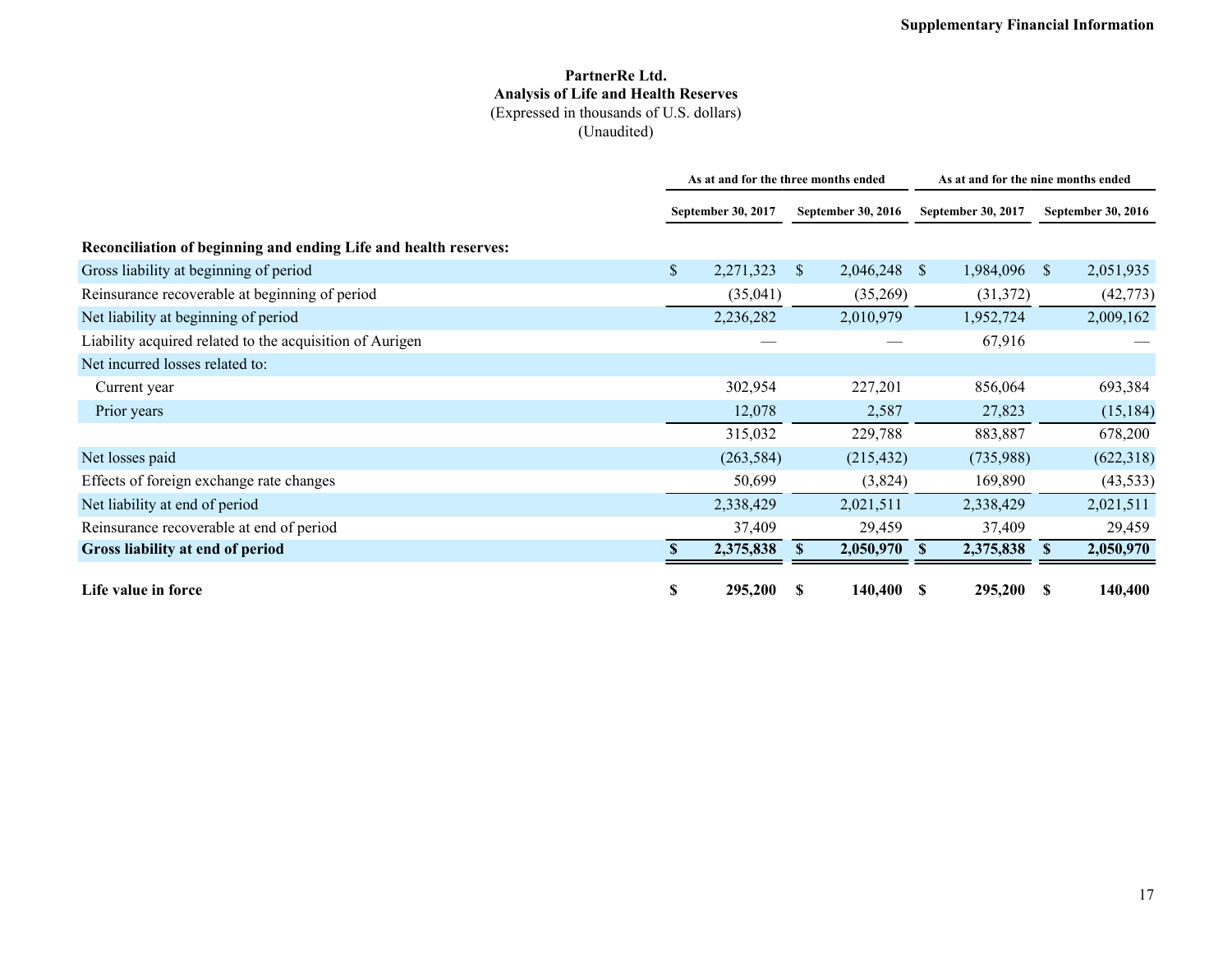**PartnerRe Ltd.**
**Analysis of Life and Health Reserves**
(Expressed in thousands of U.S. dollars)
(Unaudited)

| | As at and for the three months ended | | As at and for the nine months ended | |
|---|---|---|---|---|
| | September 30, 2017 | September 30, 2016 | September 30, 2017 | September 30, 2016 |
| **Reconciliation of beginning and ending Life and health reserves:** | | | | |
| Gross liability at beginning of period | $ 2,271,323 | $ 2,046,248 | $ 1,984,096 | $ 2,051,935 |
| Reinsurance recoverable at beginning of period | (35,041) | (35,269) | (31,372) | (42,773) |
| Net liability at beginning of period | 2,236,282 | 2,010,979 | 1,952,724 | 2,009,162 |
| Liability acquired related to the acquisition of Aurigen | — | — | 67,916 | — |
| Net incurred losses related to: | | | | |
| Current year | 302,954 | 227,201 | 856,064 | 693,384 |
| Prior years | 12,078 | 2,587 | 27,823 | (15,184) |
| | 315,032 | 229,788 | 883,887 | 678,200 |
| Net losses paid | (263,584) | (215,432) | (735,988) | (622,318) |
| Effects of foreign exchange rate changes | 50,699 | (3,824) | 169,890 | (43,533) |
| Net liability at end of period | 2,338,429 | 2,021,511 | 2,338,429 | 2,021,511 |
| Reinsurance recoverable at end of period | 37,409 | 29,459 | 37,409 | 29,459 |
| **Gross liability at end of period** | **$ 2,375,838** | **$ 2,050,970** | **$ 2,375,838** | **$ 2,050,970** |
| **Life value in force** | **$ 295,200** | **$ 140,400** | **$ 295,200** | **$ 140,400** |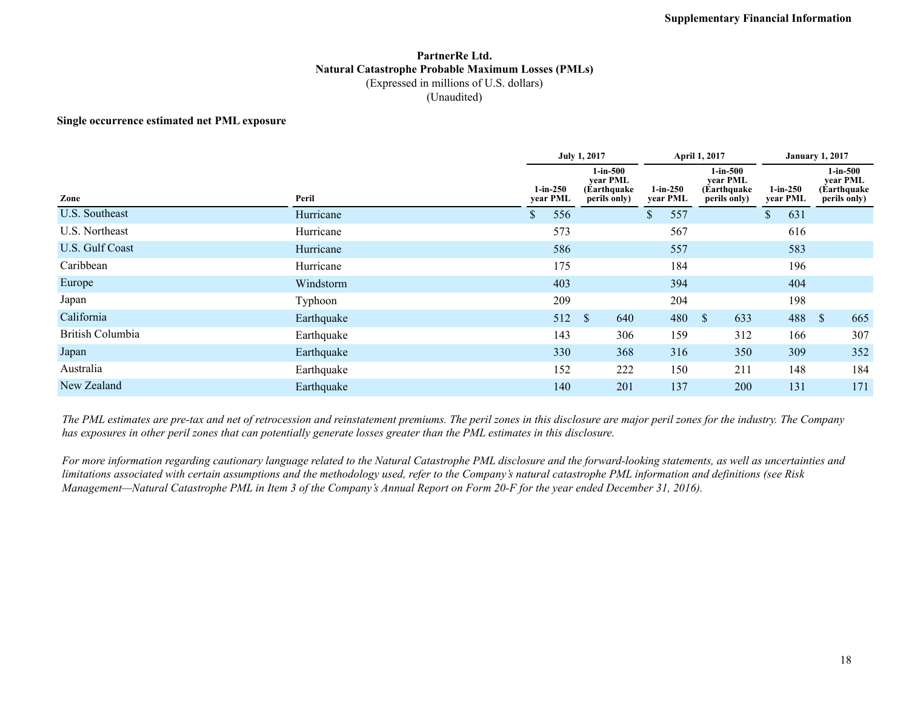**PartnerRe Ltd.**
**Natural Catastrophe Probable Maximum Losses (PMLs)**
(Expressed in millions of U.S. dollars)
(Unaudited)

**Single occurrence estimated net PML exposure**

| | | July 1, 2017 | | April 1, 2017 | | January 1, 2017 | |
|---|---|---|---|---|---|---|---|
| **Zone** | **Peril** | **1-in-250 year PML** | **1-in-500 year PML (Earthquake perils only)** | **1-in-250 year PML** | **1-in-500 year PML (Earthquake perils only)** | **1-in-250 year PML** | **1-in-500 year PML (Earthquake perils only)** |
| U.S. Southeast | Hurricane | $ 556 | | $ 557 | | $ 631 | |
| U.S. Northeast | Hurricane | 573 | | 567 | | 616 | |
| U.S. Gulf Coast | Hurricane | 586 | | 557 | | 583 | |
| Caribbean | Hurricane | 175 | | 184 | | 196 | |
| Europe | Windstorm | 403 | | 394 | | 404 | |
| Japan | Typhoon | 209 | | 204 | | 198 | |
| California | Earthquake | 512 | $ 640 | 480 | $ 633 | 488 | $ 665 |
| British Columbia | Earthquake | 143 | 306 | 159 | 312 | 166 | 307 |
| Japan | Earthquake | 330 | 368 | 316 | 350 | 309 | 352 |
| Australia | Earthquake | 152 | 222 | 150 | 211 | 148 | 184 |
| New Zealand | Earthquake | 140 | 201 | 137 | 200 | 131 | 171 |

*The PML estimates are pre-tax and net of retrocession and reinstatement premiums. The peril zones in this disclosure are major peril zones for the industry. The Company has exposures in other peril zones that can potentially generate losses greater than the PML estimates in this disclosure.*

*For more information regarding cautionary language related to the Natural Catastrophe PML disclosure and the forward-looking statements, as well as uncertainties and limitations associated with certain assumptions and the methodology used, refer to the Company's natural catastrophe PML information and definitions (see Risk Management—Natural Catastrophe PML in Item 3 of the Company's Annual Report on Form 20-F for the year ended December 31, 2016).*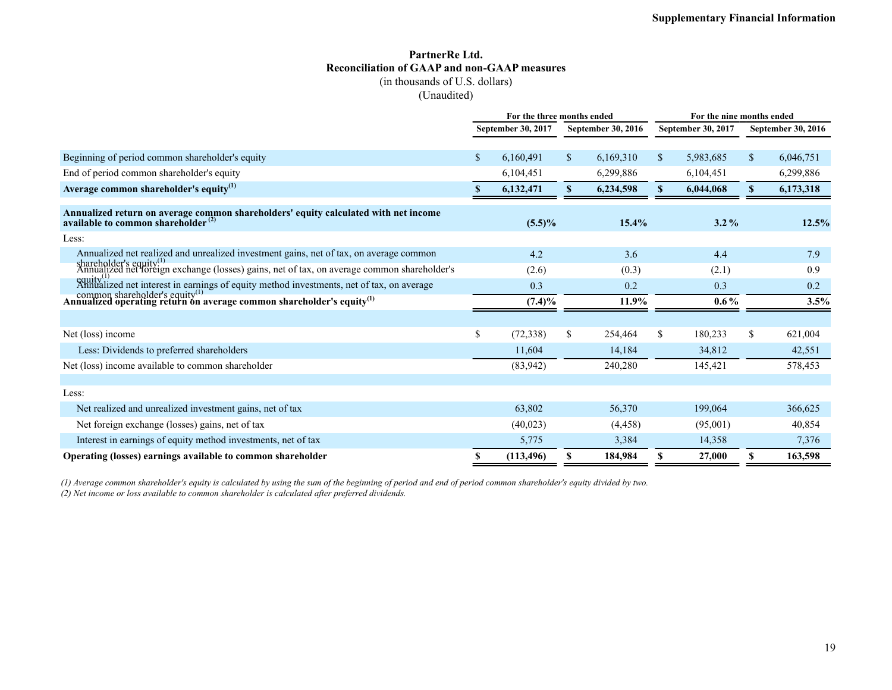**Supplementary Financial Information**

# PartnerRe Ltd.
## Reconciliation of GAAP and non-GAAP measures
(in thousands of U.S. dollars)
(Unaudited)

| | For the three months ended | | For the nine months ended | |
|---|---|---|---|---|
| | September 30, 2017 | September 30, 2016 | September 30, 2017 | September 30, 2016 |
| Beginning of period common shareholder's equity | $ 6,160,491 | $ 6,169,310 | $ 5,983,685 | $ 6,046,751 |
| End of period common shareholder's equity | 6,104,451 | 6,299,886 | 6,104,451 | 6,299,886 |
| **Average common shareholder's equity[1]** | **$ 6,132,471** | **$ 6,234,598** | **$ 6,044,068** | **$ 6,173,318** |
| **Annualized return on average common shareholders' equity calculated with net income available to common shareholder [2]** | **(5.5)%** | **15.4%** | **3.2 %** | **12.5%** |
| Less: | | | | |
| Annualized net realized and unrealized investment gains, net of tax, on average common shareholder's equity[1] | 4.2 | 3.6 | 4.4 | 7.9 |
| Annualized net foreign exchange (losses) gains, net of tax, on average common shareholder's equity[1] | (2.6) | (0.3) | (2.1) | 0.9 |
| Annualized net interest in earnings of equity method investments, net of tax, on average common shareholder's equity[1] | 0.3 | 0.2 | 0.3 | 0.2 |
| **Annualized operating return on average common shareholder's equity[1]** | **(7.4)%** | **11.9%** | **0.6 %** | **3.5%** |
| | | | | |
| Net (loss) income | $ (72,338) | $ 254,464 | $ 180,233 | $ 621,004 |
| Less: Dividends to preferred shareholders | 11,604 | 14,184 | 34,812 | 42,551 |
| Net (loss) income available to common shareholder | (83,942) | 240,280 | 145,421 | 578,453 |
| | | | | |
| Less: | | | | |
| Net realized and unrealized investment gains, net of tax | 63,802 | 56,370 | 199,064 | 366,625 |
| Net foreign exchange (losses) gains, net of tax | (40,023) | (4,458) | (95,001) | 40,854 |
| Interest in earnings of equity method investments, net of tax | 5,775 | 3,384 | 14,358 | 7,376 |
| **Operating (losses) earnings available to common shareholder** | **$ (113,496)** | **$ 184,984** | **$ 27,000** | **$ 163,598** |

*(1) Average common shareholder's equity is calculated by using the sum of the beginning of period and end of period common shareholder's equity divided by two.*
*(2) Net income or loss available to common shareholder is calculated after preferred dividends.*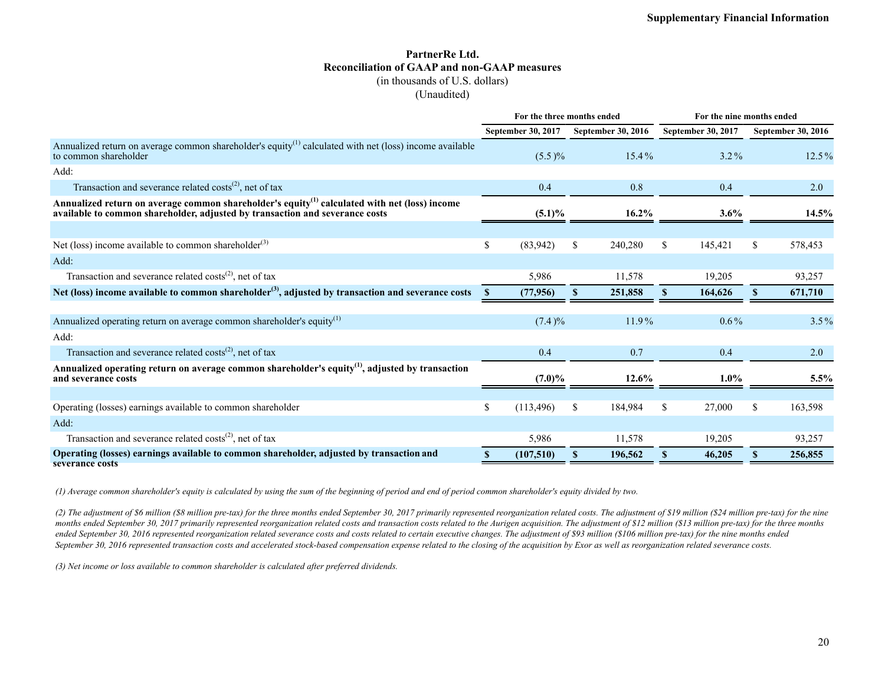**Supplementary Financial Information**

## PartnerRe Ltd.
## Reconciliation of GAAP and non-GAAP measures
(in thousands of U.S. dollars)
(Unaudited)

| | For the three months ended | | For the nine months ended | |
|---|---|---|---|---|
| | September 30, 2017 | September 30, 2016 | September 30, 2017 | September 30, 2016 |
| Annualized return on average common shareholder's equity[1] calculated with net (loss) income available to common shareholder | (5.5)% | 15.4% | 3.2% | 12.5% |
| Add: | | | | |
| Transaction and severance related costs[2], net of tax | 0.4 | 0.8 | 0.4 | 2.0 |
| **Annualized return on average common shareholder's equity[1] calculated with net (loss) income available to common shareholder, adjusted by transaction and severance costs** | **(5.1)%** | **16.2%** | **3.6%** | **14.5%** |
| | | | | |
| Net (loss) income available to common shareholder[3] | $ (83,942) | $ 240,280 | $ 145,421 | $ 578,453 |
| Add: | | | | |
| Transaction and severance related costs[2], net of tax | 5,986 | 11,578 | 19,205 | 93,257 |
| **Net (loss) income available to common shareholder[3], adjusted by transaction and severance costs** | **$ (77,956)** | **$ 251,858** | **$ 164,626** | **$ 671,710** |
| | | | | |
| Annualized operating return on average common shareholder's equity[1] | (7.4)% | 11.9% | 0.6% | 3.5% |
| Add: | | | | |
| Transaction and severance related costs[2], net of tax | 0.4 | 0.7 | 0.4 | 2.0 |
| **Annualized operating return on average common shareholder's equity[1], adjusted by transaction and severance costs** | **(7.0)%** | **12.6%** | **1.0%** | **5.5%** |
| | | | | |
| Operating (losses) earnings available to common shareholder | $ (113,496) | $ 184,984 | $ 27,000 | $ 163,598 |
| Add: | | | | |
| Transaction and severance related costs[2], net of tax | 5,986 | 11,578 | 19,205 | 93,257 |
| **Operating (losses) earnings available to common shareholder, adjusted by transaction and severance costs** | **$ (107,510)** | **$ 196,562** | **$ 46,205** | **$ 256,855** |

*(1) Average common shareholder's equity is calculated by using the sum of the beginning of period and end of period common shareholder's equity divided by two.*

*(2) The adjustment of $6 million ($8 million pre-tax) for the three months ended September 30, 2017 primarily represented reorganization related costs. The adjustment of $19 million ($24 million pre-tax) for the nine months ended September 30, 2017 primarily represented reorganization related costs and transaction costs related to the Aurigen acquisition. The adjustment of $12 million ($13 million pre-tax) for the three months ended September 30, 2016 represented reorganization related severance costs and costs related to certain executive changes. The adjustment of $93 million ($106 million pre-tax) for the nine months ended September 30, 2016 represented transaction costs and accelerated stock-based compensation expense related to the closing of the acquisition by Exor as well as reorganization related severance costs.*

*(3) Net income or loss available to common shareholder is calculated after preferred dividends.*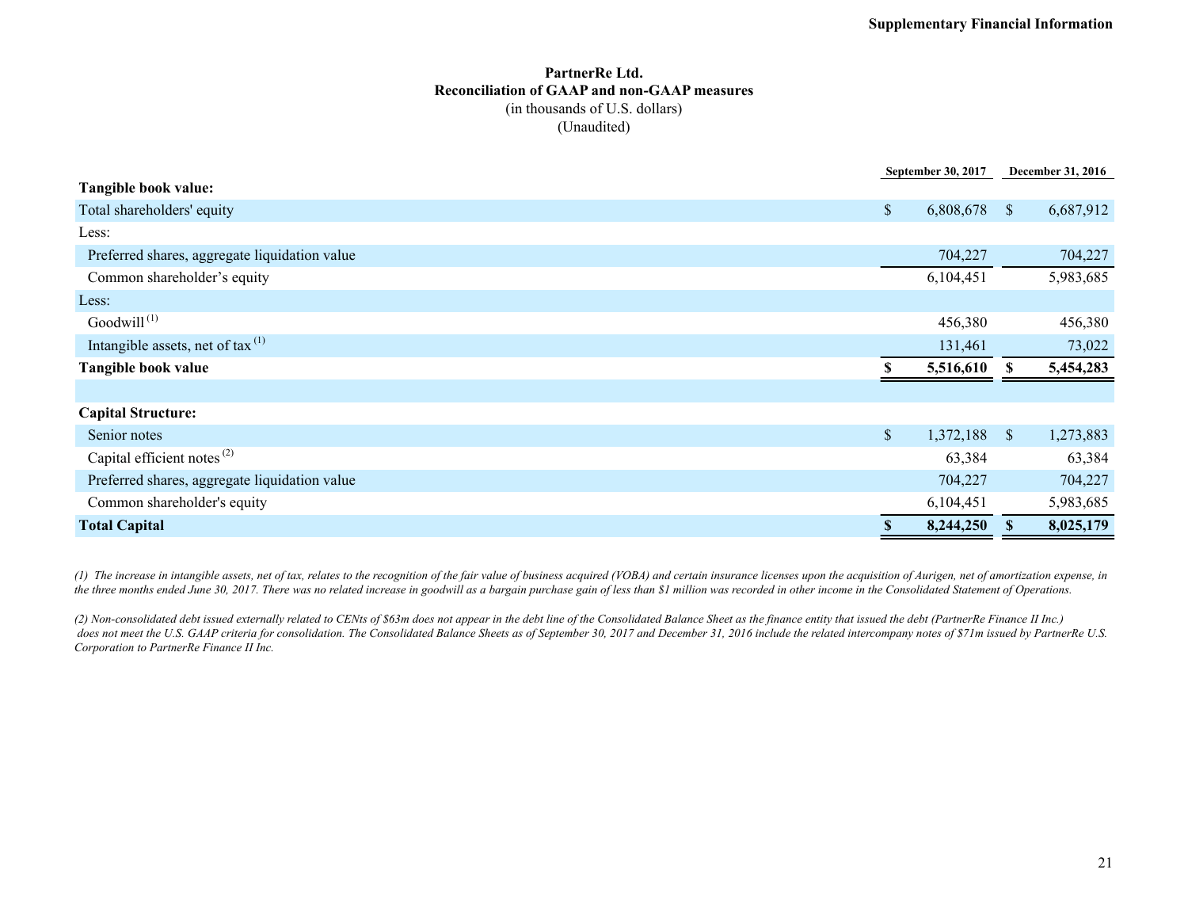# PartnerRe Ltd.
## Reconciliation of GAAP and non-GAAP measures
(in thousands of U.S. dollars)
(Unaudited)

| | September 30, 2017 | December 31, 2016 |
|---|---|---|
| **Tangible book value:** | | |
| Total shareholders' equity | $ 6,808,678 | $ 6,687,912 |
| Less: | | |
| Preferred shares, aggregate liquidation value | 704,227 | 704,227 |
| Common shareholder's equity | 6,104,451 | 5,983,685 |
| Less: | | |
| Goodwill [(1)] | 456,380 | 456,380 |
| Intangible assets, net of tax [(1)] | 131,461 | 73,022 |
| **Tangible book value** | **$ 5,516,610** | **$ 5,454,283** |
| | | |
| **Capital Structure:** | | |
| Senior notes | $ 1,372,188 | $ 1,273,883 |
| Capital efficient notes [(2)] | 63,384 | 63,384 |
| Preferred shares, aggregate liquidation value | 704,227 | 704,227 |
| Common shareholder's equity | 6,104,451 | 5,983,685 |
| **Total Capital** | **$ 8,244,250** | **$ 8,025,179** |

*(1) The increase in intangible assets, net of tax, relates to the recognition of the fair value of business acquired (VOBA) and certain insurance licenses upon the acquisition of Aurigen, net of amortization expense, in the three months ended June 30, 2017. There was no related increase in goodwill as a bargain purchase gain of less than $1 million was recorded in other income in the Consolidated Statement of Operations.*

*(2) Non-consolidated debt issued externally related to CENts of $63m does not appear in the debt line of the Consolidated Balance Sheet as the finance entity that issued the debt (PartnerRe Finance II Inc.) does not meet the U.S. GAAP criteria for consolidation. The Consolidated Balance Sheets as of September 30, 2017 and December 31, 2016 include the related intercompany notes of $71m issued by PartnerRe U.S. Corporation to PartnerRe Finance II Inc.*